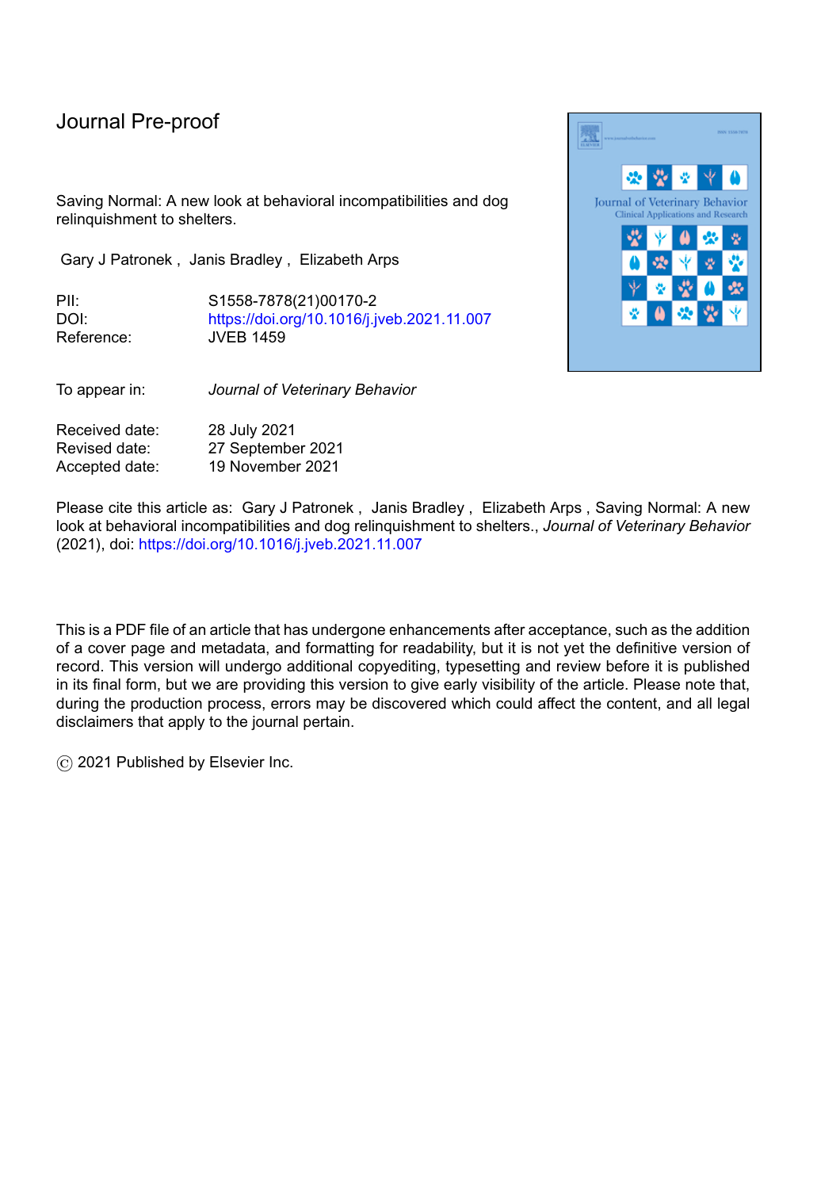Journal Pre-proof

Saving Normal: A new look at behavioral incompatibilities and dog relinquishment to shelters.

Gary J Patronek , Janis Bradley , Elizabeth Arps

| | |
|---|---|
| PII: | S1558-7878(21)00170-2 |
| DOI: | https://doi.org/10.1016/j.jveb.2021.11.007 |
| Reference: | JVEB 1459 |

| | |
|---|---|
| To appear in: | *Journal of Veterinary Behavior* |

| | |
|---|---|
| Received date: | 28 July 2021 |
| Revised date: | 27 September 2021 |
| Accepted date: | 19 November 2021 |

Please cite this article as: Gary J Patronek , Janis Bradley , Elizabeth Arps , Saving Normal: A new look at behavioral incompatibilities and dog relinquishment to shelters., *Journal of Veterinary Behavior* (2021), doi: https://doi.org/10.1016/j.jveb.2021.11.007

This is a PDF file of an article that has undergone enhancements after acceptance, such as the addition of a cover page and metadata, and formatting for readability, but it is not yet the definitive version of record. This version will undergo additional copyediting, typesetting and review before it is published in its final form, but we are providing this version to give early visibility of the article. Please note that, during the production process, errors may be discovered which could affect the content, and all legal disclaimers that apply to the journal pertain.

© 2021 Published by Elsevier Inc.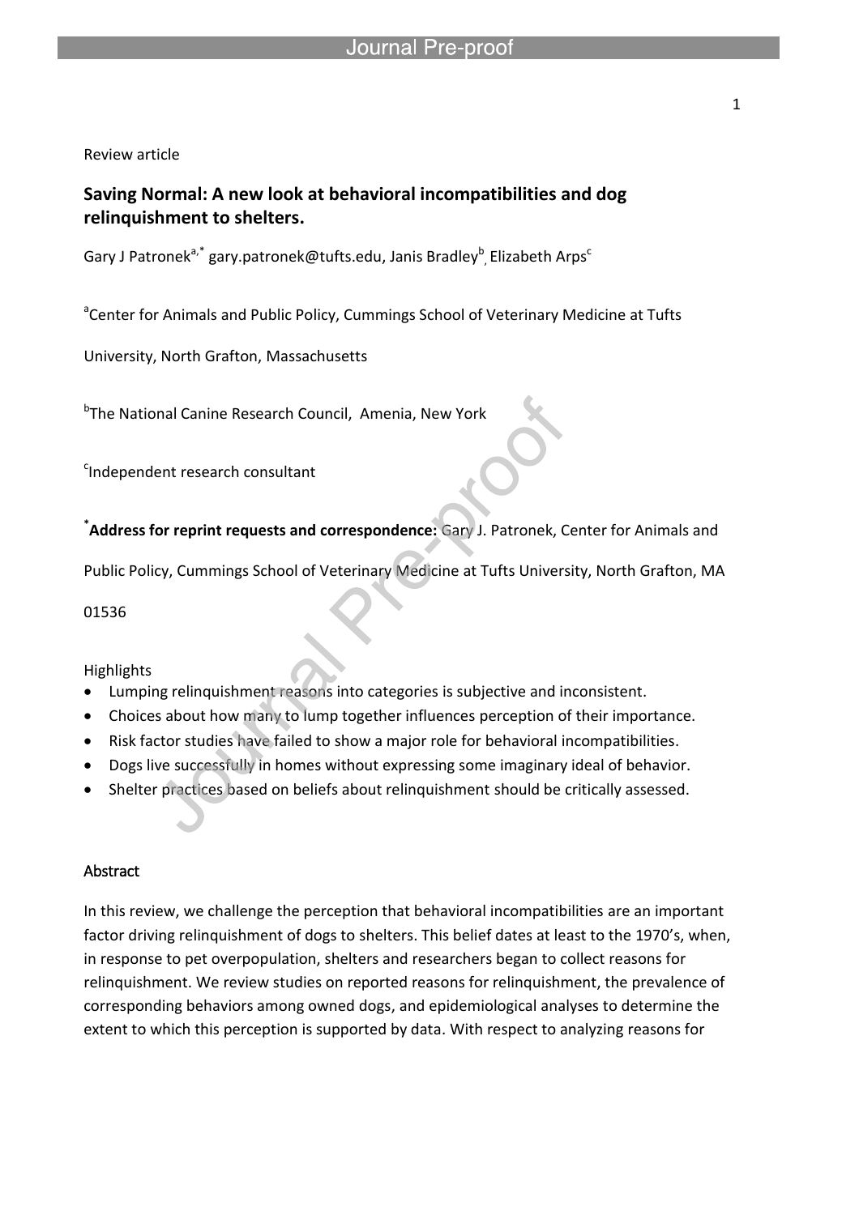Review article

## Saving Normal: A new look at behavioral incompatibilities and dog relinquishment to shelters.

Gary J Patronek[a,*] gary.patronek@tufts.edu, Janis Bradley[b], Elizabeth Arps[c]

[a]Center for Animals and Public Policy, Cummings School of Veterinary Medicine at Tufts University, North Grafton, Massachusetts

[b]The National Canine Research Council, Amenia, New York

[c]Independent research consultant

[*]**Address for reprint requests and correspondence:** Gary J. Patronek, Center for Animals and Public Policy, Cummings School of Veterinary Medicine at Tufts University, North Grafton, MA 01536

Highlights

- Lumping relinquishment reasons into categories is subjective and inconsistent.
- Choices about how many to lump together influences perception of their importance.
- Risk factor studies have failed to show a major role for behavioral incompatibilities.
- Dogs live successfully in homes without expressing some imaginary ideal of behavior.
- Shelter practices based on beliefs about relinquishment should be critically assessed.

### Abstract

In this review, we challenge the perception that behavioral incompatibilities are an important factor driving relinquishment of dogs to shelters. This belief dates at least to the 1970's, when, in response to pet overpopulation, shelters and researchers began to collect reasons for relinquishment. We review studies on reported reasons for relinquishment, the prevalence of corresponding behaviors among owned dogs, and epidemiological analyses to determine the extent to which this perception is supported by data. With respect to analyzing reasons for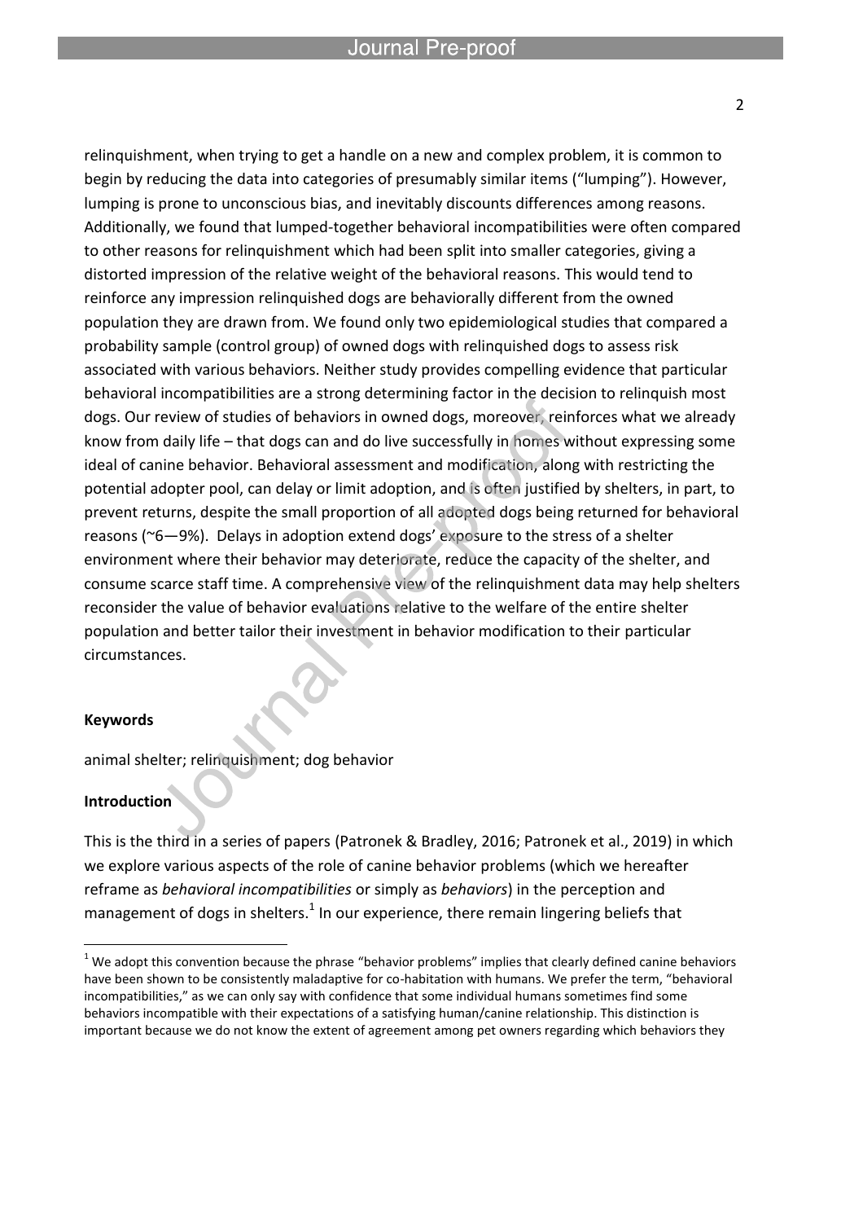relinquishment, when trying to get a handle on a new and complex problem, it is common to begin by reducing the data into categories of presumably similar items ("lumping"). However, lumping is prone to unconscious bias, and inevitably discounts differences among reasons. Additionally, we found that lumped-together behavioral incompatibilities were often compared to other reasons for relinquishment which had been split into smaller categories, giving a distorted impression of the relative weight of the behavioral reasons. This would tend to reinforce any impression relinquished dogs are behaviorally different from the owned population they are drawn from. We found only two epidemiological studies that compared a probability sample (control group) of owned dogs with relinquished dogs to assess risk associated with various behaviors. Neither study provides compelling evidence that particular behavioral incompatibilities are a strong determining factor in the decision to relinquish most dogs. Our review of studies of behaviors in owned dogs, moreover, reinforces what we already know from daily life – that dogs can and do live successfully in homes without expressing some ideal of canine behavior. Behavioral assessment and modification, along with restricting the potential adopter pool, can delay or limit adoption, and is often justified by shelters, in part, to prevent returns, despite the small proportion of all adopted dogs being returned for behavioral reasons (~6—9%). Delays in adoption extend dogs' exposure to the stress of a shelter environment where their behavior may deteriorate, reduce the capacity of the shelter, and consume scarce staff time. A comprehensive view of the relinquishment data may help shelters reconsider the value of behavior evaluations relative to the welfare of the entire shelter population and better tailor their investment in behavior modification to their particular circumstances.

**Keywords**

animal shelter; relinquishment; dog behavior

**Introduction**

This is the third in a series of papers (Patronek & Bradley, 2016; Patronek et al., 2019) in which we explore various aspects of the role of canine behavior problems (which we hereafter reframe as *behavioral incompatibilities* or simply as *behaviors*) in the perception and management of dogs in shelters.[1] In our experience, there remain lingering beliefs that

[1] We adopt this convention because the phrase "behavior problems" implies that clearly defined canine behaviors have been shown to be consistently maladaptive for co-habitation with humans. We prefer the term, "behavioral incompatibilities," as we can only say with confidence that some individual humans sometimes find some behaviors incompatible with their expectations of a satisfying human/canine relationship. This distinction is important because we do not know the extent of agreement among pet owners regarding which behaviors they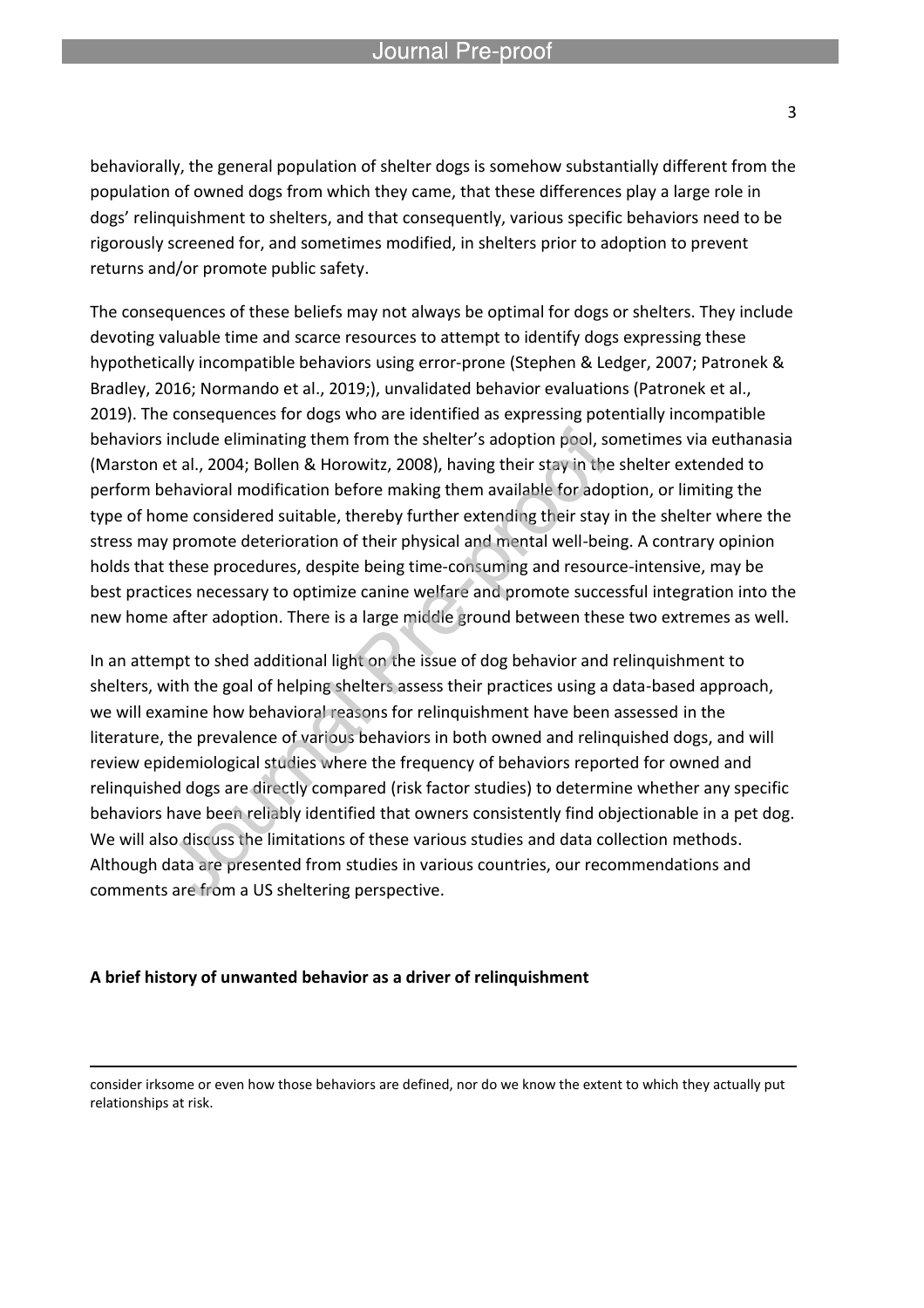behaviorally, the general population of shelter dogs is somehow substantially different from the population of owned dogs from which they came, that these differences play a large role in dogs' relinquishment to shelters, and that consequently, various specific behaviors need to be rigorously screened for, and sometimes modified, in shelters prior to adoption to prevent returns and/or promote public safety.

The consequences of these beliefs may not always be optimal for dogs or shelters. They include devoting valuable time and scarce resources to attempt to identify dogs expressing these hypothetically incompatible behaviors using error-prone (Stephen & Ledger, 2007; Patronek & Bradley, 2016; Normando et al., 2019;), unvalidated behavior evaluations (Patronek et al., 2019). The consequences for dogs who are identified as expressing potentially incompatible behaviors include eliminating them from the shelter's adoption pool, sometimes via euthanasia (Marston et al., 2004; Bollen & Horowitz, 2008), having their stay in the shelter extended to perform behavioral modification before making them available for adoption, or limiting the type of home considered suitable, thereby further extending their stay in the shelter where the stress may promote deterioration of their physical and mental well-being. A contrary opinion holds that these procedures, despite being time-consuming and resource-intensive, may be best practices necessary to optimize canine welfare and promote successful integration into the new home after adoption. There is a large middle ground between these two extremes as well.

In an attempt to shed additional light on the issue of dog behavior and relinquishment to shelters, with the goal of helping shelters assess their practices using a data-based approach, we will examine how behavioral reasons for relinquishment have been assessed in the literature, the prevalence of various behaviors in both owned and relinquished dogs, and will review epidemiological studies where the frequency of behaviors reported for owned and relinquished dogs are directly compared (risk factor studies) to determine whether any specific behaviors have been reliably identified that owners consistently find objectionable in a pet dog. We will also discuss the limitations of these various studies and data collection methods. Although data are presented from studies in various countries, our recommendations and comments are from a US sheltering perspective.

**A brief history of unwanted behavior as a driver of relinquishment**

---

consider irksome or even how those behaviors are defined, nor do we know the extent to which they actually put relationships at risk.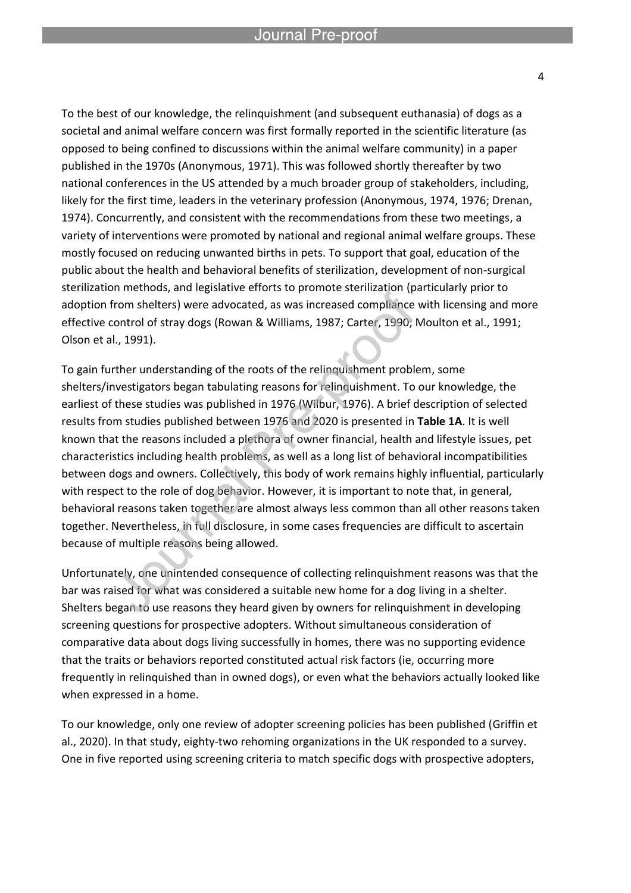To the best of our knowledge, the relinquishment (and subsequent euthanasia) of dogs as a societal and animal welfare concern was first formally reported in the scientific literature (as opposed to being confined to discussions within the animal welfare community) in a paper published in the 1970s (Anonymous, 1971). This was followed shortly thereafter by two national conferences in the US attended by a much broader group of stakeholders, including, likely for the first time, leaders in the veterinary profession (Anonymous, 1974, 1976; Drenan, 1974). Concurrently, and consistent with the recommendations from these two meetings, a variety of interventions were promoted by national and regional animal welfare groups. These mostly focused on reducing unwanted births in pets. To support that goal, education of the public about the health and behavioral benefits of sterilization, development of non-surgical sterilization methods, and legislative efforts to promote sterilization (particularly prior to adoption from shelters) were advocated, as was increased compliance with licensing and more effective control of stray dogs (Rowan & Williams, 1987; Carter, 1990; Moulton et al., 1991; Olson et al., 1991).

To gain further understanding of the roots of the relinquishment problem, some shelters/investigators began tabulating reasons for relinquishment. To our knowledge, the earliest of these studies was published in 1976 (Wilbur, 1976). A brief description of selected results from studies published between 1976 and 2020 is presented in **Table 1A**. It is well known that the reasons included a plethora of owner financial, health and lifestyle issues, pet characteristics including health problems, as well as a long list of behavioral incompatibilities between dogs and owners. Collectively, this body of work remains highly influential, particularly with respect to the role of dog behavior. However, it is important to note that, in general, behavioral reasons taken together are almost always less common than all other reasons taken together. Nevertheless, in full disclosure, in some cases frequencies are difficult to ascertain because of multiple reasons being allowed.

Unfortunately, one unintended consequence of collecting relinquishment reasons was that the bar was raised for what was considered a suitable new home for a dog living in a shelter. Shelters began to use reasons they heard given by owners for relinquishment in developing screening questions for prospective adopters. Without simultaneous consideration of comparative data about dogs living successfully in homes, there was no supporting evidence that the traits or behaviors reported constituted actual risk factors (ie, occurring more frequently in relinquished than in owned dogs), or even what the behaviors actually looked like when expressed in a home.

To our knowledge, only one review of adopter screening policies has been published (Griffin et al., 2020). In that study, eighty-two rehoming organizations in the UK responded to a survey. One in five reported using screening criteria to match specific dogs with prospective adopters,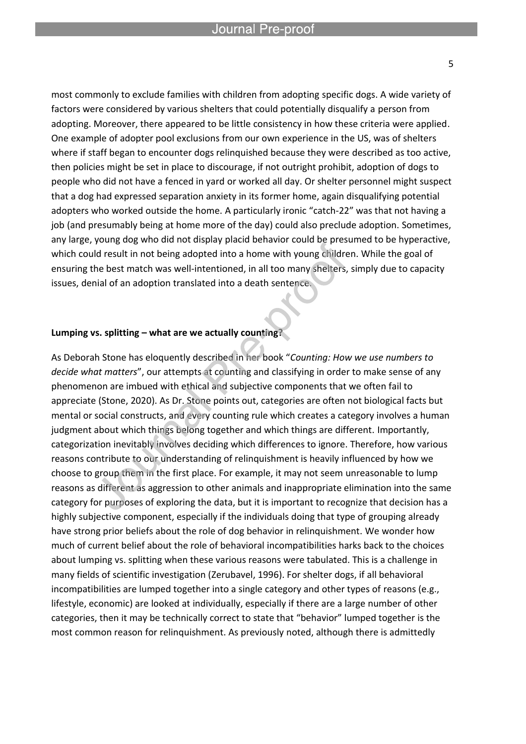most commonly to exclude families with children from adopting specific dogs. A wide variety of factors were considered by various shelters that could potentially disqualify a person from adopting. Moreover, there appeared to be little consistency in how these criteria were applied. One example of adopter pool exclusions from our own experience in the US, was of shelters where if staff began to encounter dogs relinquished because they were described as too active, then policies might be set in place to discourage, if not outright prohibit, adoption of dogs to people who did not have a fenced in yard or worked all day. Or shelter personnel might suspect that a dog had expressed separation anxiety in its former home, again disqualifying potential adopters who worked outside the home. A particularly ironic "catch-22" was that not having a job (and presumably being at home more of the day) could also preclude adoption. Sometimes, any large, young dog who did not display placid behavior could be presumed to be hyperactive, which could result in not being adopted into a home with young children. While the goal of ensuring the best match was well-intentioned, in all too many shelters, simply due to capacity issues, denial of an adoption translated into a death sentence.

**Lumping vs. splitting – what are we actually counting?**

As Deborah Stone has eloquently described in her book "*Counting: How we use numbers to decide what matters*", our attempts at counting and classifying in order to make sense of any phenomenon are imbued with ethical and subjective components that we often fail to appreciate (Stone, 2020). As Dr. Stone points out, categories are often not biological facts but mental or social constructs, and every counting rule which creates a category involves a human judgment about which things belong together and which things are different. Importantly, categorization inevitably involves deciding which differences to ignore. Therefore, how various reasons contribute to our understanding of relinquishment is heavily influenced by how we choose to group them in the first place. For example, it may not seem unreasonable to lump reasons as different as aggression to other animals and inappropriate elimination into the same category for purposes of exploring the data, but it is important to recognize that decision has a highly subjective component, especially if the individuals doing that type of grouping already have strong prior beliefs about the role of dog behavior in relinquishment. We wonder how much of current belief about the role of behavioral incompatibilities harks back to the choices about lumping vs. splitting when these various reasons were tabulated. This is a challenge in many fields of scientific investigation (Zerubavel, 1996). For shelter dogs, if all behavioral incompatibilities are lumped together into a single category and other types of reasons (e.g., lifestyle, economic) are looked at individually, especially if there are a large number of other categories, then it may be technically correct to state that "behavior" lumped together is the most common reason for relinquishment. As previously noted, although there is admittedly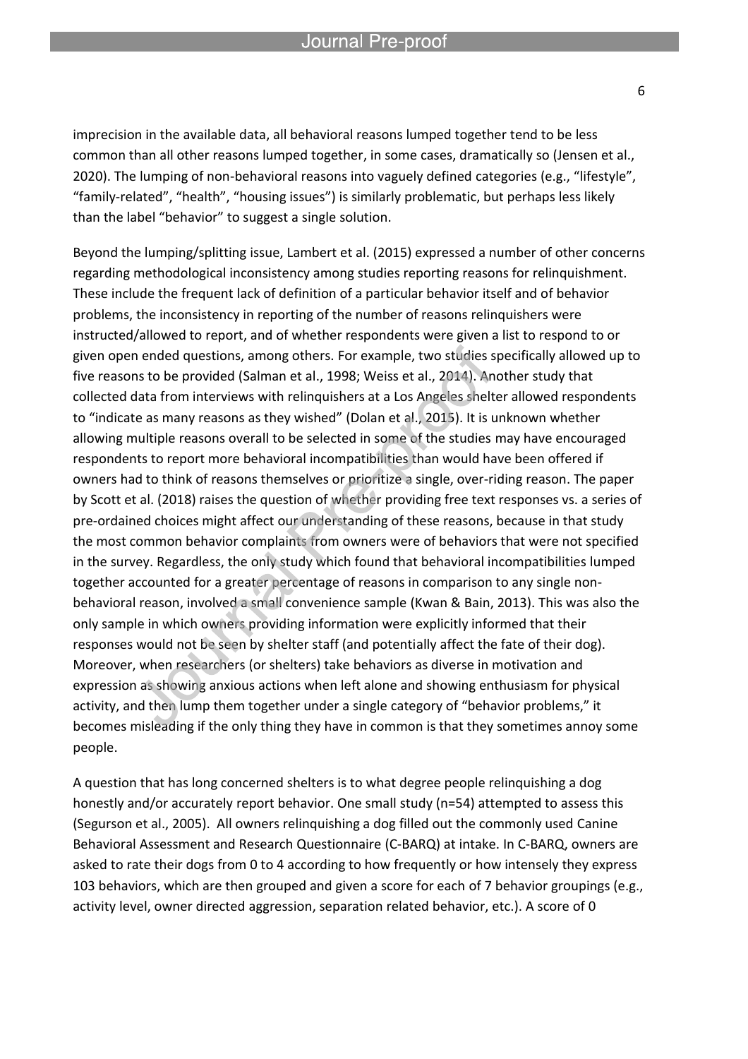imprecision in the available data, all behavioral reasons lumped together tend to be less common than all other reasons lumped together, in some cases, dramatically so (Jensen et al., 2020). The lumping of non-behavioral reasons into vaguely defined categories (e.g., "lifestyle", "family-related", "health", "housing issues") is similarly problematic, but perhaps less likely than the label "behavior" to suggest a single solution.

Beyond the lumping/splitting issue, Lambert et al. (2015) expressed a number of other concerns regarding methodological inconsistency among studies reporting reasons for relinquishment. These include the frequent lack of definition of a particular behavior itself and of behavior problems, the inconsistency in reporting of the number of reasons relinquishers were instructed/allowed to report, and of whether respondents were given a list to respond to or given open ended questions, among others. For example, two studies specifically allowed up to five reasons to be provided (Salman et al., 1998; Weiss et al., 2014). Another study that collected data from interviews with relinquishers at a Los Angeles shelter allowed respondents to "indicate as many reasons as they wished" (Dolan et al., 2015). It is unknown whether allowing multiple reasons overall to be selected in some of the studies may have encouraged respondents to report more behavioral incompatibilities than would have been offered if owners had to think of reasons themselves or prioritize a single, over-riding reason. The paper by Scott et al. (2018) raises the question of whether providing free text responses vs. a series of pre-ordained choices might affect our understanding of these reasons, because in that study the most common behavior complaints from owners were of behaviors that were not specified in the survey. Regardless, the only study which found that behavioral incompatibilities lumped together accounted for a greater percentage of reasons in comparison to any single non-behavioral reason, involved a small convenience sample (Kwan & Bain, 2013). This was also the only sample in which owners providing information were explicitly informed that their responses would not be seen by shelter staff (and potentially affect the fate of their dog). Moreover, when researchers (or shelters) take behaviors as diverse in motivation and expression as showing anxious actions when left alone and showing enthusiasm for physical activity, and then lump them together under a single category of "behavior problems," it becomes misleading if the only thing they have in common is that they sometimes annoy some people.

A question that has long concerned shelters is to what degree people relinquishing a dog honestly and/or accurately report behavior. One small study (n=54) attempted to assess this (Segurson et al., 2005). All owners relinquishing a dog filled out the commonly used Canine Behavioral Assessment and Research Questionnaire (C-BARQ) at intake. In C-BARQ, owners are asked to rate their dogs from 0 to 4 according to how frequently or how intensely they express 103 behaviors, which are then grouped and given a score for each of 7 behavior groupings (e.g., activity level, owner directed aggression, separation related behavior, etc.). A score of 0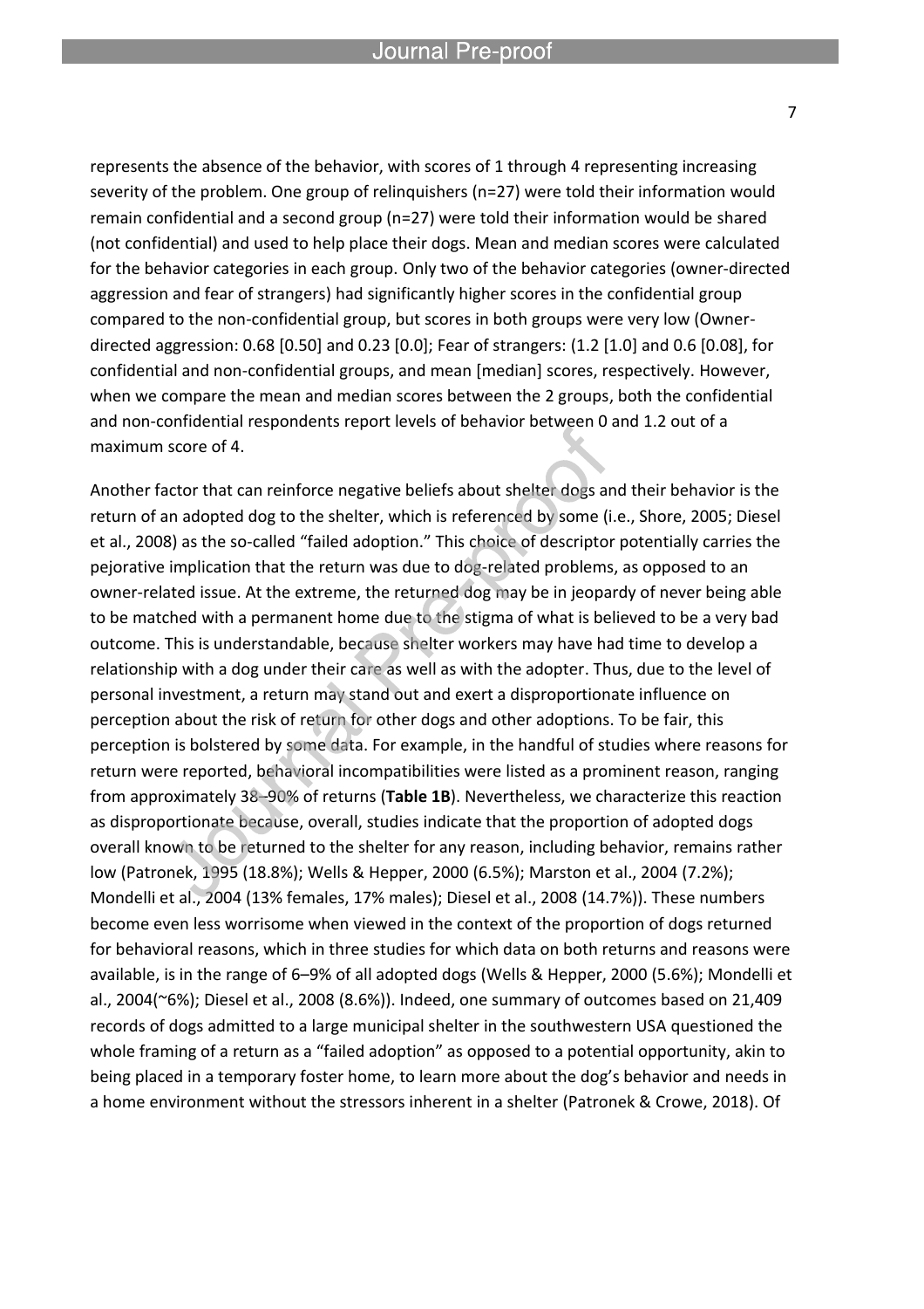represents the absence of the behavior, with scores of 1 through 4 representing increasing severity of the problem. One group of relinquishers (n=27) were told their information would remain confidential and a second group (n=27) were told their information would be shared (not confidential) and used to help place their dogs. Mean and median scores were calculated for the behavior categories in each group. Only two of the behavior categories (owner-directed aggression and fear of strangers) had significantly higher scores in the confidential group compared to the non-confidential group, but scores in both groups were very low (Owner-directed aggression: 0.68 [0.50] and 0.23 [0.0]; Fear of strangers: (1.2 [1.0] and 0.6 [0.08], for confidential and non-confidential groups, and mean [median] scores, respectively. However, when we compare the mean and median scores between the 2 groups, both the confidential and non-confidential respondents report levels of behavior between 0 and 1.2 out of a maximum score of 4.

Another factor that can reinforce negative beliefs about shelter dogs and their behavior is the return of an adopted dog to the shelter, which is referenced by some (i.e., Shore, 2005; Diesel et al., 2008) as the so-called "failed adoption." This choice of descriptor potentially carries the pejorative implication that the return was due to dog-related problems, as opposed to an owner-related issue. At the extreme, the returned dog may be in jeopardy of never being able to be matched with a permanent home due to the stigma of what is believed to be a very bad outcome. This is understandable, because shelter workers may have had time to develop a relationship with a dog under their care as well as with the adopter. Thus, due to the level of personal investment, a return may stand out and exert a disproportionate influence on perception about the risk of return for other dogs and other adoptions. To be fair, this perception is bolstered by some data. For example, in the handful of studies where reasons for return were reported, behavioral incompatibilities were listed as a prominent reason, ranging from approximately 38–90% of returns (**Table 1B**). Nevertheless, we characterize this reaction as disproportionate because, overall, studies indicate that the proportion of adopted dogs overall known to be returned to the shelter for any reason, including behavior, remains rather low (Patronek, 1995 (18.8%); Wells & Hepper, 2000 (6.5%); Marston et al., 2004 (7.2%); Mondelli et al., 2004 (13% females, 17% males); Diesel et al., 2008 (14.7%)). These numbers become even less worrisome when viewed in the context of the proportion of dogs returned for behavioral reasons, which in three studies for which data on both returns and reasons were available, is in the range of 6–9% of all adopted dogs (Wells & Hepper, 2000 (5.6%); Mondelli et al., 2004(~6%); Diesel et al., 2008 (8.6%)). Indeed, one summary of outcomes based on 21,409 records of dogs admitted to a large municipal shelter in the southwestern USA questioned the whole framing of a return as a "failed adoption" as opposed to a potential opportunity, akin to being placed in a temporary foster home, to learn more about the dog's behavior and needs in a home environment without the stressors inherent in a shelter (Patronek & Crowe, 2018). Of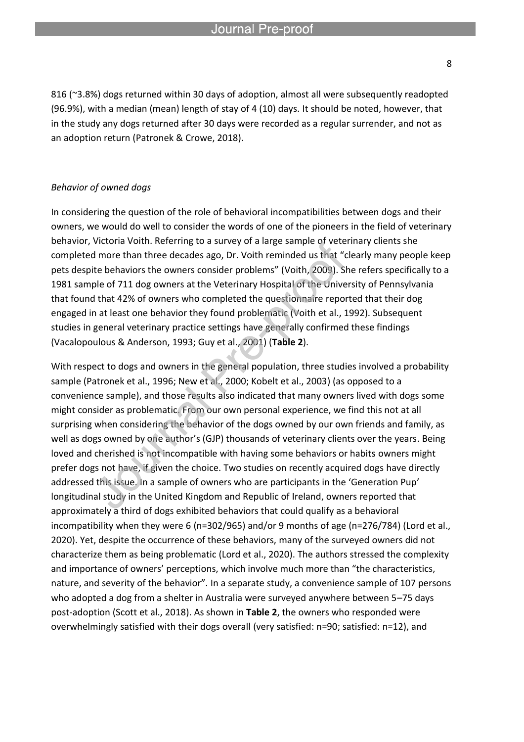816 (~3.8%) dogs returned within 30 days of adoption, almost all were subsequently readopted (96.9%), with a median (mean) length of stay of 4 (10) days. It should be noted, however, that in the study any dogs returned after 30 days were recorded as a regular surrender, and not as an adoption return (Patronek & Crowe, 2018).

*Behavior of owned dogs*

In considering the question of the role of behavioral incompatibilities between dogs and their owners, we would do well to consider the words of one of the pioneers in the field of veterinary behavior, Victoria Voith. Referring to a survey of a large sample of veterinary clients she completed more than three decades ago, Dr. Voith reminded us that "clearly many people keep pets despite behaviors the owners consider problems" (Voith, 2009). She refers specifically to a 1981 sample of 711 dog owners at the Veterinary Hospital of the University of Pennsylvania that found that 42% of owners who completed the questionnaire reported that their dog engaged in at least one behavior they found problematic (Voith et al., 1992). Subsequent studies in general veterinary practice settings have generally confirmed these findings (Vacalopoulous & Anderson, 1993; Guy et al., 2001) (**Table 2**).

With respect to dogs and owners in the general population, three studies involved a probability sample (Patronek et al., 1996; New et al., 2000; Kobelt et al., 2003) (as opposed to a convenience sample), and those results also indicated that many owners lived with dogs some might consider as problematic. From our own personal experience, we find this not at all surprising when considering the behavior of the dogs owned by our own friends and family, as well as dogs owned by one author's (GJP) thousands of veterinary clients over the years. Being loved and cherished is not incompatible with having some behaviors or habits owners might prefer dogs not have, if given the choice. Two studies on recently acquired dogs have directly addressed this issue. In a sample of owners who are participants in the 'Generation Pup' longitudinal study in the United Kingdom and Republic of Ireland, owners reported that approximately a third of dogs exhibited behaviors that could qualify as a behavioral incompatibility when they were 6 (n=302/965) and/or 9 months of age (n=276/784) (Lord et al., 2020). Yet, despite the occurrence of these behaviors, many of the surveyed owners did not characterize them as being problematic (Lord et al., 2020). The authors stressed the complexity and importance of owners' perceptions, which involve much more than "the characteristics, nature, and severity of the behavior". In a separate study, a convenience sample of 107 persons who adopted a dog from a shelter in Australia were surveyed anywhere between 5–75 days post-adoption (Scott et al., 2018). As shown in **Table 2**, the owners who responded were overwhelmingly satisfied with their dogs overall (very satisfied: n=90; satisfied: n=12), and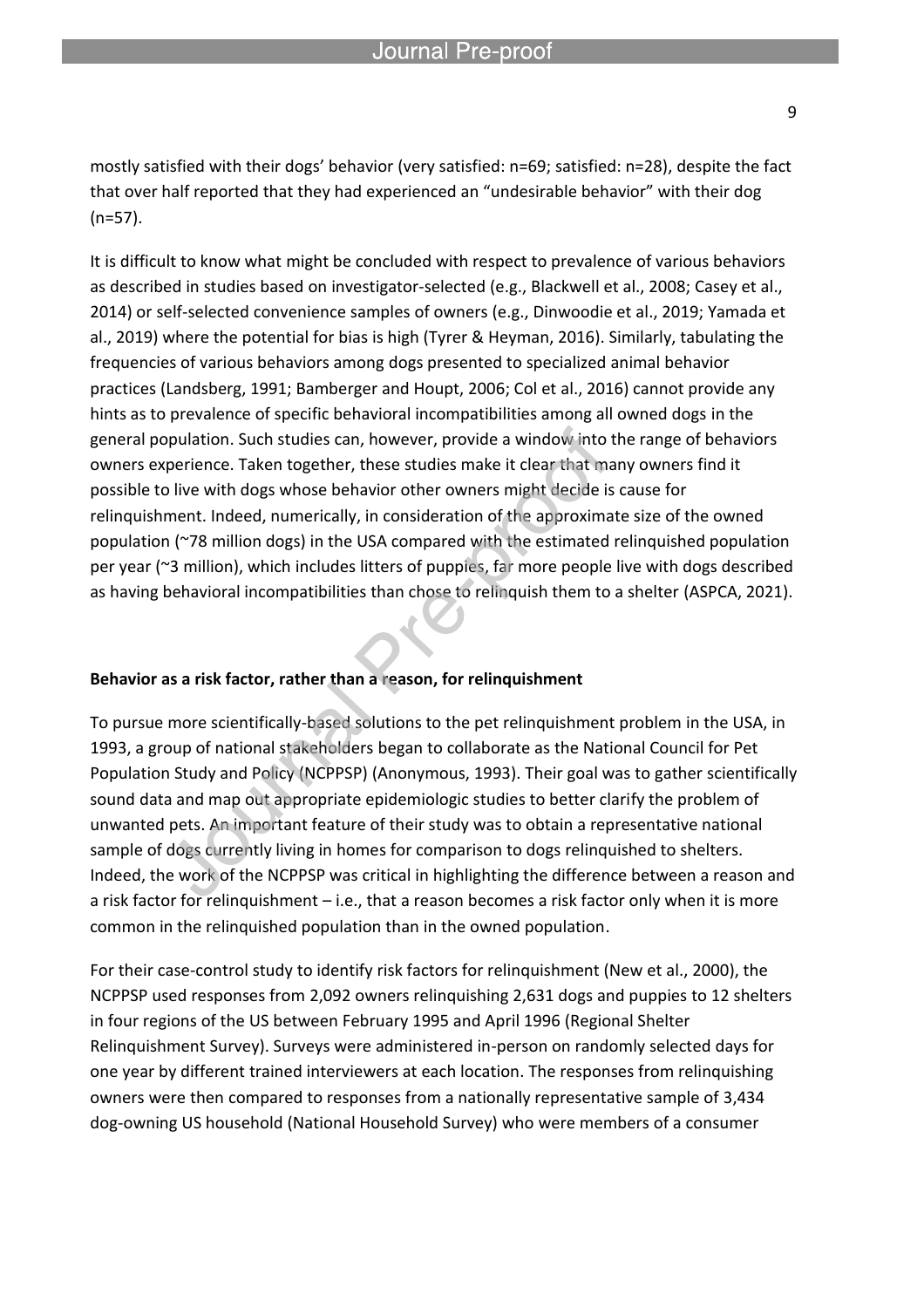mostly satisfied with their dogs' behavior (very satisfied: n=69; satisfied: n=28), despite the fact that over half reported that they had experienced an "undesirable behavior" with their dog (n=57).

It is difficult to know what might be concluded with respect to prevalence of various behaviors as described in studies based on investigator-selected (e.g., Blackwell et al., 2008; Casey et al., 2014) or self-selected convenience samples of owners (e.g., Dinwoodie et al., 2019; Yamada et al., 2019) where the potential for bias is high (Tyrer & Heyman, 2016). Similarly, tabulating the frequencies of various behaviors among dogs presented to specialized animal behavior practices (Landsberg, 1991; Bamberger and Houpt, 2006; Col et al., 2016) cannot provide any hints as to prevalence of specific behavioral incompatibilities among all owned dogs in the general population. Such studies can, however, provide a window into the range of behaviors owners experience. Taken together, these studies make it clear that many owners find it possible to live with dogs whose behavior other owners might decide is cause for relinquishment. Indeed, numerically, in consideration of the approximate size of the owned population (~78 million dogs) in the USA compared with the estimated relinquished population per year (~3 million), which includes litters of puppies, far more people live with dogs described as having behavioral incompatibilities than chose to relinquish them to a shelter (ASPCA, 2021).

**Behavior as a risk factor, rather than a reason, for relinquishment**

To pursue more scientifically-based solutions to the pet relinquishment problem in the USA, in 1993, a group of national stakeholders began to collaborate as the National Council for Pet Population Study and Policy (NCPPSP) (Anonymous, 1993). Their goal was to gather scientifically sound data and map out appropriate epidemiologic studies to better clarify the problem of unwanted pets. An important feature of their study was to obtain a representative national sample of dogs currently living in homes for comparison to dogs relinquished to shelters. Indeed, the work of the NCPPSP was critical in highlighting the difference between a reason and a risk factor for relinquishment – i.e., that a reason becomes a risk factor only when it is more common in the relinquished population than in the owned population.

For their case-control study to identify risk factors for relinquishment (New et al., 2000), the NCPPSP used responses from 2,092 owners relinquishing 2,631 dogs and puppies to 12 shelters in four regions of the US between February 1995 and April 1996 (Regional Shelter Relinquishment Survey). Surveys were administered in-person on randomly selected days for one year by different trained interviewers at each location. The responses from relinquishing owners were then compared to responses from a nationally representative sample of 3,434 dog-owning US household (National Household Survey) who were members of a consumer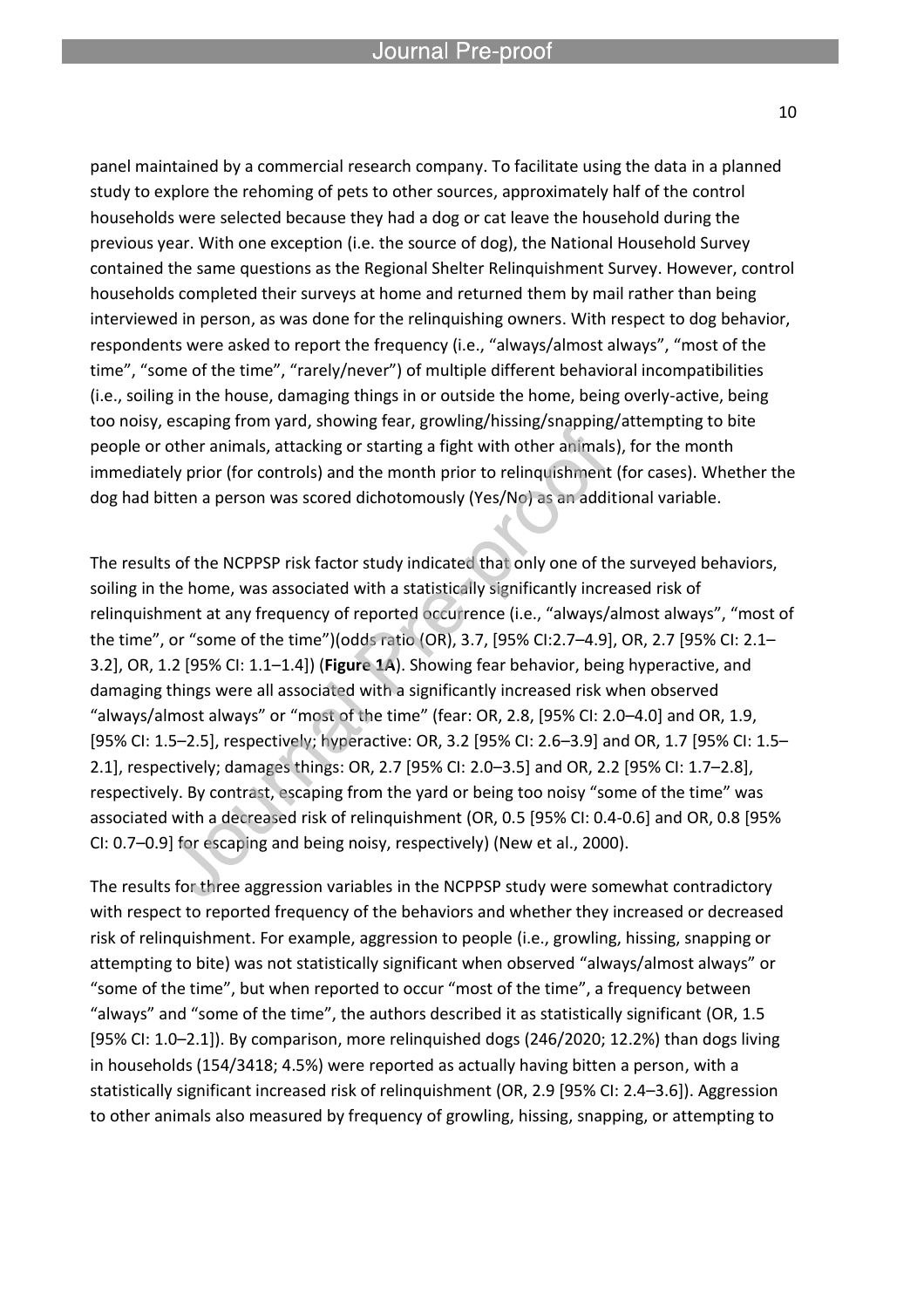panel maintained by a commercial research company. To facilitate using the data in a planned study to explore the rehoming of pets to other sources, approximately half of the control households were selected because they had a dog or cat leave the household during the previous year. With one exception (i.e. the source of dog), the National Household Survey contained the same questions as the Regional Shelter Relinquishment Survey. However, control households completed their surveys at home and returned them by mail rather than being interviewed in person, as was done for the relinquishing owners. With respect to dog behavior, respondents were asked to report the frequency (i.e., "always/almost always", "most of the time", "some of the time", "rarely/never") of multiple different behavioral incompatibilities (i.e., soiling in the house, damaging things in or outside the home, being overly-active, being too noisy, escaping from yard, showing fear, growling/hissing/snapping/attempting to bite people or other animals, attacking or starting a fight with other animals), for the month immediately prior (for controls) and the month prior to relinquishment (for cases). Whether the dog had bitten a person was scored dichotomously (Yes/No) as an additional variable.

The results of the NCPPSP risk factor study indicated that only one of the surveyed behaviors, soiling in the home, was associated with a statistically significantly increased risk of relinquishment at any frequency of reported occurrence (i.e., "always/almost always", "most of the time", or "some of the time")(odds ratio (OR), 3.7, [95% CI:2.7–4.9], OR, 2.7 [95% CI: 2.1–3.2], OR, 1.2 [95% CI: 1.1–1.4]) (**Figure 1A**). Showing fear behavior, being hyperactive, and damaging things were all associated with a significantly increased risk when observed "always/almost always" or "most of the time" (fear: OR, 2.8, [95% CI: 2.0–4.0] and OR, 1.9, [95% CI: 1.5–2.5], respectively; hyperactive: OR, 3.2 [95% CI: 2.6–3.9] and OR, 1.7 [95% CI: 1.5–2.1], respectively; damages things: OR, 2.7 [95% CI: 2.0–3.5] and OR, 2.2 [95% CI: 1.7–2.8], respectively. By contrast, escaping from the yard or being too noisy "some of the time" was associated with a decreased risk of relinquishment (OR, 0.5 [95% CI: 0.4-0.6] and OR, 0.8 [95% CI: 0.7–0.9] for escaping and being noisy, respectively) (New et al., 2000).

The results for three aggression variables in the NCPPSP study were somewhat contradictory with respect to reported frequency of the behaviors and whether they increased or decreased risk of relinquishment. For example, aggression to people (i.e., growling, hissing, snapping or attempting to bite) was not statistically significant when observed "always/almost always" or "some of the time", but when reported to occur "most of the time", a frequency between "always" and "some of the time", the authors described it as statistically significant (OR, 1.5 [95% CI: 1.0–2.1]). By comparison, more relinquished dogs (246/2020; 12.2%) than dogs living in households (154/3418; 4.5%) were reported as actually having bitten a person, with a statistically significant increased risk of relinquishment (OR, 2.9 [95% CI: 2.4–3.6]). Aggression to other animals also measured by frequency of growling, hissing, snapping, or attempting to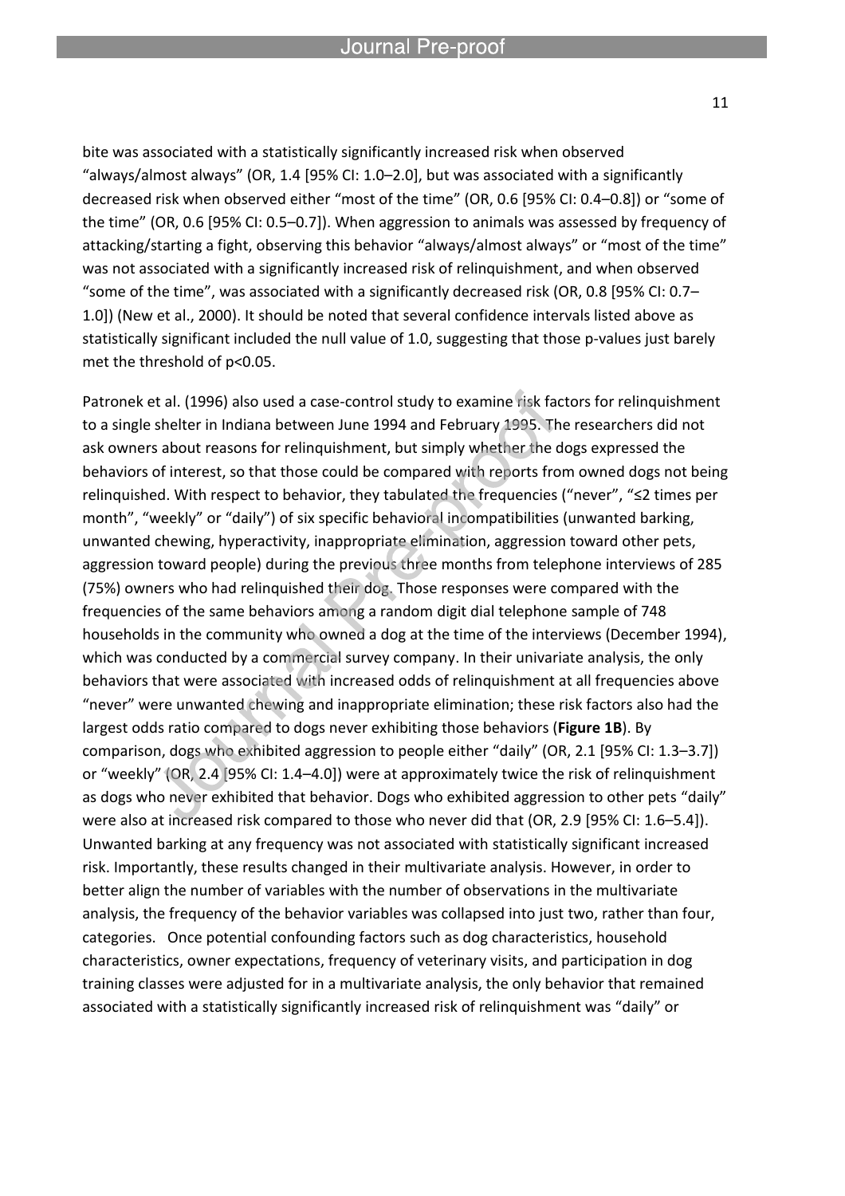bite was associated with a statistically significantly increased risk when observed "always/almost always" (OR, 1.4 [95% CI: 1.0–2.0], but was associated with a significantly decreased risk when observed either "most of the time" (OR, 0.6 [95% CI: 0.4–0.8]) or "some of the time" (OR, 0.6 [95% CI: 0.5–0.7]). When aggression to animals was assessed by frequency of attacking/starting a fight, observing this behavior "always/almost always" or "most of the time" was not associated with a significantly increased risk of relinquishment, and when observed "some of the time", was associated with a significantly decreased risk (OR, 0.8 [95% CI: 0.7–1.0]) (New et al., 2000). It should be noted that several confidence intervals listed above as statistically significant included the null value of 1.0, suggesting that those p-values just barely met the threshold of $p<0.05$.

Patronek et al. (1996) also used a case-control study to examine risk factors for relinquishment to a single shelter in Indiana between June 1994 and February 1995. The researchers did not ask owners about reasons for relinquishment, but simply whether the dogs expressed the behaviors of interest, so that those could be compared with reports from owned dogs not being relinquished. With respect to behavior, they tabulated the frequencies ("never", "≤2 times per month", "weekly" or "daily") of six specific behavioral incompatibilities (unwanted barking, unwanted chewing, hyperactivity, inappropriate elimination, aggression toward other pets, aggression toward people) during the previous three months from telephone interviews of 285 (75%) owners who had relinquished their dog. Those responses were compared with the frequencies of the same behaviors among a random digit dial telephone sample of 748 households in the community who owned a dog at the time of the interviews (December 1994), which was conducted by a commercial survey company. In their univariate analysis, the only behaviors that were associated with increased odds of relinquishment at all frequencies above "never" were unwanted chewing and inappropriate elimination; these risk factors also had the largest odds ratio compared to dogs never exhibiting those behaviors (**Figure 1B**). By comparison, dogs who exhibited aggression to people either "daily" (OR, 2.1 [95% CI: 1.3–3.7]) or "weekly" (OR, 2.4 [95% CI: 1.4–4.0]) were at approximately twice the risk of relinquishment as dogs who never exhibited that behavior. Dogs who exhibited aggression to other pets "daily" were also at increased risk compared to those who never did that (OR, 2.9 [95% CI: 1.6–5.4]). Unwanted barking at any frequency was not associated with statistically significant increased risk. Importantly, these results changed in their multivariate analysis. However, in order to better align the number of variables with the number of observations in the multivariate analysis, the frequency of the behavior variables was collapsed into just two, rather than four, categories. Once potential confounding factors such as dog characteristics, household characteristics, owner expectations, frequency of veterinary visits, and participation in dog training classes were adjusted for in a multivariate analysis, the only behavior that remained associated with a statistically significantly increased risk of relinquishment was "daily" or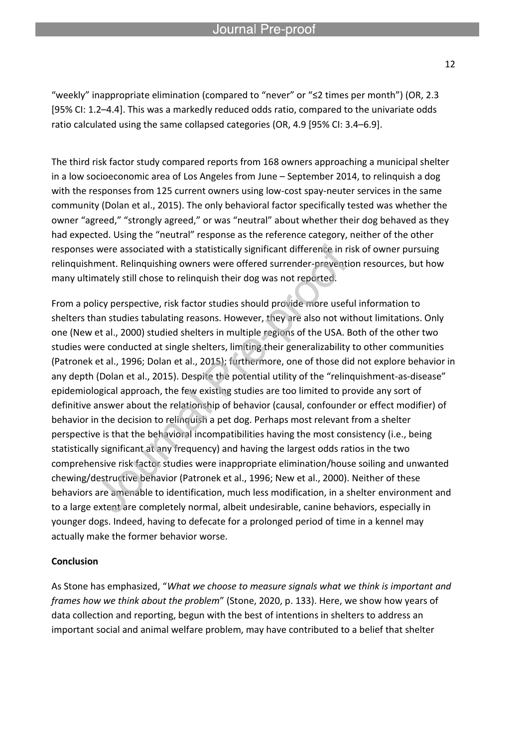"weekly" inappropriate elimination (compared to "never" or "≤2 times per month") (OR, 2.3 [95% CI: 1.2–4.4]. This was a markedly reduced odds ratio, compared to the univariate odds ratio calculated using the same collapsed categories (OR, 4.9 [95% CI: 3.4–6.9].

The third risk factor study compared reports from 168 owners approaching a municipal shelter in a low socioeconomic area of Los Angeles from June – September 2014, to relinquish a dog with the responses from 125 current owners using low-cost spay-neuter services in the same community (Dolan et al., 2015). The only behavioral factor specifically tested was whether the owner "agreed," "strongly agreed," or was "neutral" about whether their dog behaved as they had expected. Using the "neutral" response as the reference category, neither of the other responses were associated with a statistically significant difference in risk of owner pursuing relinquishment. Relinquishing owners were offered surrender-prevention resources, but how many ultimately still chose to relinquish their dog was not reported.

From a policy perspective, risk factor studies should provide more useful information to shelters than studies tabulating reasons. However, they are also not without limitations. Only one (New et al., 2000) studied shelters in multiple regions of the USA. Both of the other two studies were conducted at single shelters, limiting their generalizability to other communities (Patronek et al., 1996; Dolan et al., 2015); furthermore, one of those did not explore behavior in any depth (Dolan et al., 2015). Despite the potential utility of the "relinquishment-as-disease" epidemiological approach, the few existing studies are too limited to provide any sort of definitive answer about the relationship of behavior (causal, confounder or effect modifier) of behavior in the decision to relinquish a pet dog. Perhaps most relevant from a shelter perspective is that the behavioral incompatibilities having the most consistency (i.e., being statistically significant at any frequency) and having the largest odds ratios in the two comprehensive risk factor studies were inappropriate elimination/house soiling and unwanted chewing/destructive behavior (Patronek et al., 1996; New et al., 2000). Neither of these behaviors are amenable to identification, much less modification, in a shelter environment and to a large extent are completely normal, albeit undesirable, canine behaviors, especially in younger dogs. Indeed, having to defecate for a prolonged period of time in a kennel may actually make the former behavior worse.

**Conclusion**

As Stone has emphasized, "*What we choose to measure signals what we think is important and frames how we think about the problem*" (Stone, 2020, p. 133). Here, we show how years of data collection and reporting, begun with the best of intentions in shelters to address an important social and animal welfare problem, may have contributed to a belief that shelter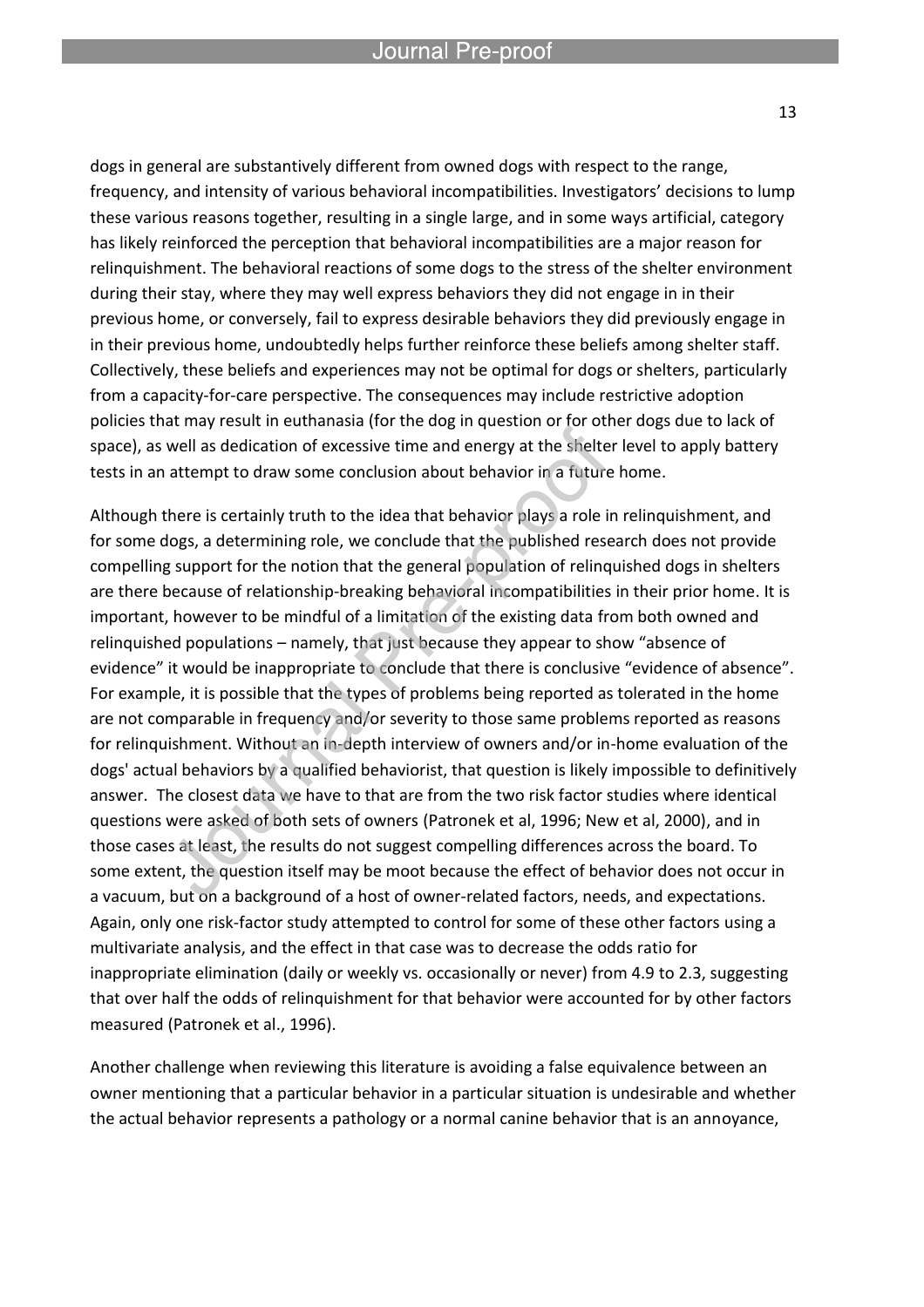dogs in general are substantively different from owned dogs with respect to the range, frequency, and intensity of various behavioral incompatibilities. Investigators' decisions to lump these various reasons together, resulting in a single large, and in some ways artificial, category has likely reinforced the perception that behavioral incompatibilities are a major reason for relinquishment. The behavioral reactions of some dogs to the stress of the shelter environment during their stay, where they may well express behaviors they did not engage in in their previous home, or conversely, fail to express desirable behaviors they did previously engage in in their previous home, undoubtedly helps further reinforce these beliefs among shelter staff. Collectively, these beliefs and experiences may not be optimal for dogs or shelters, particularly from a capacity-for-care perspective. The consequences may include restrictive adoption policies that may result in euthanasia (for the dog in question or for other dogs due to lack of space), as well as dedication of excessive time and energy at the shelter level to apply battery tests in an attempt to draw some conclusion about behavior in a future home.

Although there is certainly truth to the idea that behavior plays a role in relinquishment, and for some dogs, a determining role, we conclude that the published research does not provide compelling support for the notion that the general population of relinquished dogs in shelters are there because of relationship-breaking behavioral incompatibilities in their prior home. It is important, however to be mindful of a limitation of the existing data from both owned and relinquished populations – namely, that just because they appear to show "absence of evidence" it would be inappropriate to conclude that there is conclusive "evidence of absence". For example, it is possible that the types of problems being reported as tolerated in the home are not comparable in frequency and/or severity to those same problems reported as reasons for relinquishment. Without an in-depth interview of owners and/or in-home evaluation of the dogs' actual behaviors by a qualified behaviorist, that question is likely impossible to definitively answer. The closest data we have to that are from the two risk factor studies where identical questions were asked of both sets of owners (Patronek et al, 1996; New et al, 2000), and in those cases at least, the results do not suggest compelling differences across the board. To some extent, the question itself may be moot because the effect of behavior does not occur in a vacuum, but on a background of a host of owner-related factors, needs, and expectations. Again, only one risk-factor study attempted to control for some of these other factors using a multivariate analysis, and the effect in that case was to decrease the odds ratio for inappropriate elimination (daily or weekly vs. occasionally or never) from 4.9 to 2.3, suggesting that over half the odds of relinquishment for that behavior were accounted for by other factors measured (Patronek et al., 1996).

Another challenge when reviewing this literature is avoiding a false equivalence between an owner mentioning that a particular behavior in a particular situation is undesirable and whether the actual behavior represents a pathology or a normal canine behavior that is an annoyance,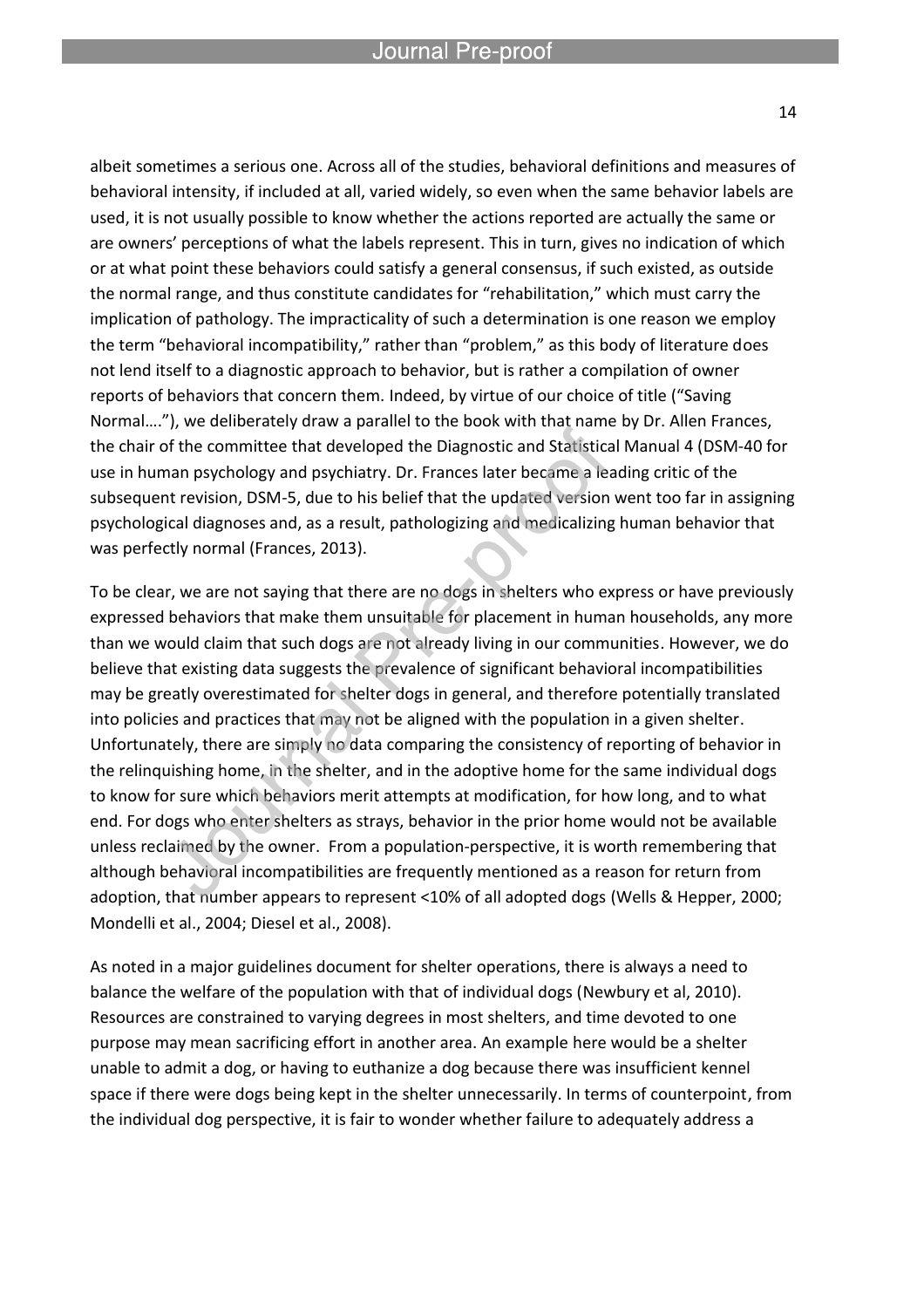albeit sometimes a serious one. Across all of the studies, behavioral definitions and measures of behavioral intensity, if included at all, varied widely, so even when the same behavior labels are used, it is not usually possible to know whether the actions reported are actually the same or are owners' perceptions of what the labels represent. This in turn, gives no indication of which or at what point these behaviors could satisfy a general consensus, if such existed, as outside the normal range, and thus constitute candidates for "rehabilitation," which must carry the implication of pathology. The impracticality of such a determination is one reason we employ the term "behavioral incompatibility," rather than "problem," as this body of literature does not lend itself to a diagnostic approach to behavior, but is rather a compilation of owner reports of behaviors that concern them. Indeed, by virtue of our choice of title ("Saving Normal…."), we deliberately draw a parallel to the book with that name by Dr. Allen Frances, the chair of the committee that developed the Diagnostic and Statistical Manual 4 (DSM-40 for use in human psychology and psychiatry. Dr. Frances later became a leading critic of the subsequent revision, DSM-5, due to his belief that the updated version went too far in assigning psychological diagnoses and, as a result, pathologizing and medicalizing human behavior that was perfectly normal (Frances, 2013).

To be clear, we are not saying that there are no dogs in shelters who express or have previously expressed behaviors that make them unsuitable for placement in human households, any more than we would claim that such dogs are not already living in our communities. However, we do believe that existing data suggests the prevalence of significant behavioral incompatibilities may be greatly overestimated for shelter dogs in general, and therefore potentially translated into policies and practices that may not be aligned with the population in a given shelter. Unfortunately, there are simply no data comparing the consistency of reporting of behavior in the relinquishing home, in the shelter, and in the adoptive home for the same individual dogs to know for sure which behaviors merit attempts at modification, for how long, and to what end. For dogs who enter shelters as strays, behavior in the prior home would not be available unless reclaimed by the owner. From a population-perspective, it is worth remembering that although behavioral incompatibilities are frequently mentioned as a reason for return from adoption, that number appears to represent <10% of all adopted dogs (Wells & Hepper, 2000; Mondelli et al., 2004; Diesel et al., 2008).

As noted in a major guidelines document for shelter operations, there is always a need to balance the welfare of the population with that of individual dogs (Newbury et al, 2010). Resources are constrained to varying degrees in most shelters, and time devoted to one purpose may mean sacrificing effort in another area. An example here would be a shelter unable to admit a dog, or having to euthanize a dog because there was insufficient kennel space if there were dogs being kept in the shelter unnecessarily. In terms of counterpoint, from the individual dog perspective, it is fair to wonder whether failure to adequately address a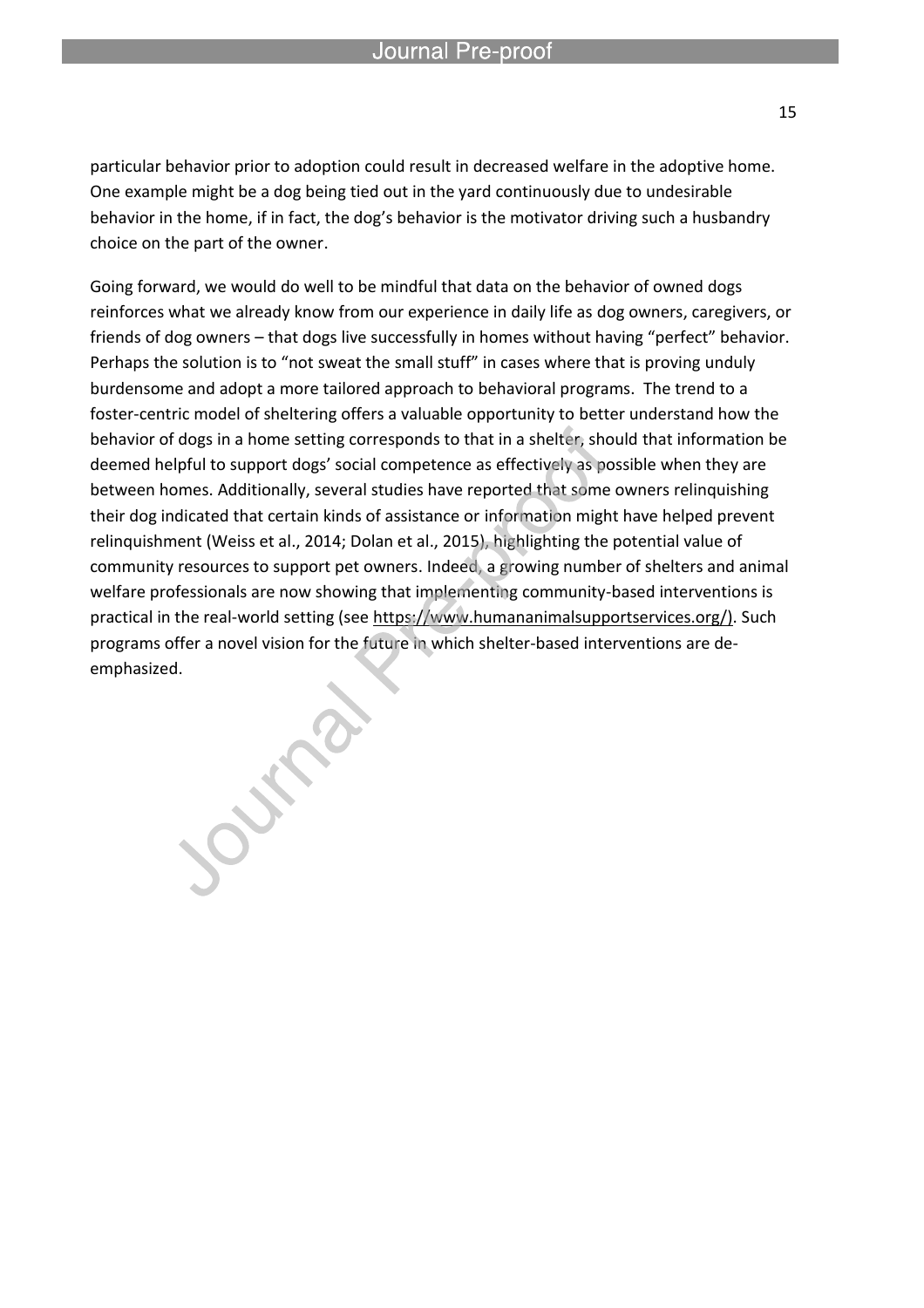particular behavior prior to adoption could result in decreased welfare in the adoptive home. One example might be a dog being tied out in the yard continuously due to undesirable behavior in the home, if in fact, the dog's behavior is the motivator driving such a husbandry choice on the part of the owner.

Going forward, we would do well to be mindful that data on the behavior of owned dogs reinforces what we already know from our experience in daily life as dog owners, caregivers, or friends of dog owners – that dogs live successfully in homes without having "perfect" behavior. Perhaps the solution is to "not sweat the small stuff" in cases where that is proving unduly burdensome and adopt a more tailored approach to behavioral programs. The trend to a foster-centric model of sheltering offers a valuable opportunity to better understand how the behavior of dogs in a home setting corresponds to that in a shelter, should that information be deemed helpful to support dogs' social competence as effectively as possible when they are between homes. Additionally, several studies have reported that some owners relinquishing their dog indicated that certain kinds of assistance or information might have helped prevent relinquishment (Weiss et al., 2014; Dolan et al., 2015), highlighting the potential value of community resources to support pet owners. Indeed, a growing number of shelters and animal welfare professionals are now showing that implementing community-based interventions is practical in the real-world setting (see https://www.humananimalsupportservices.org/). Such programs offer a novel vision for the future in which shelter-based interventions are de-emphasized.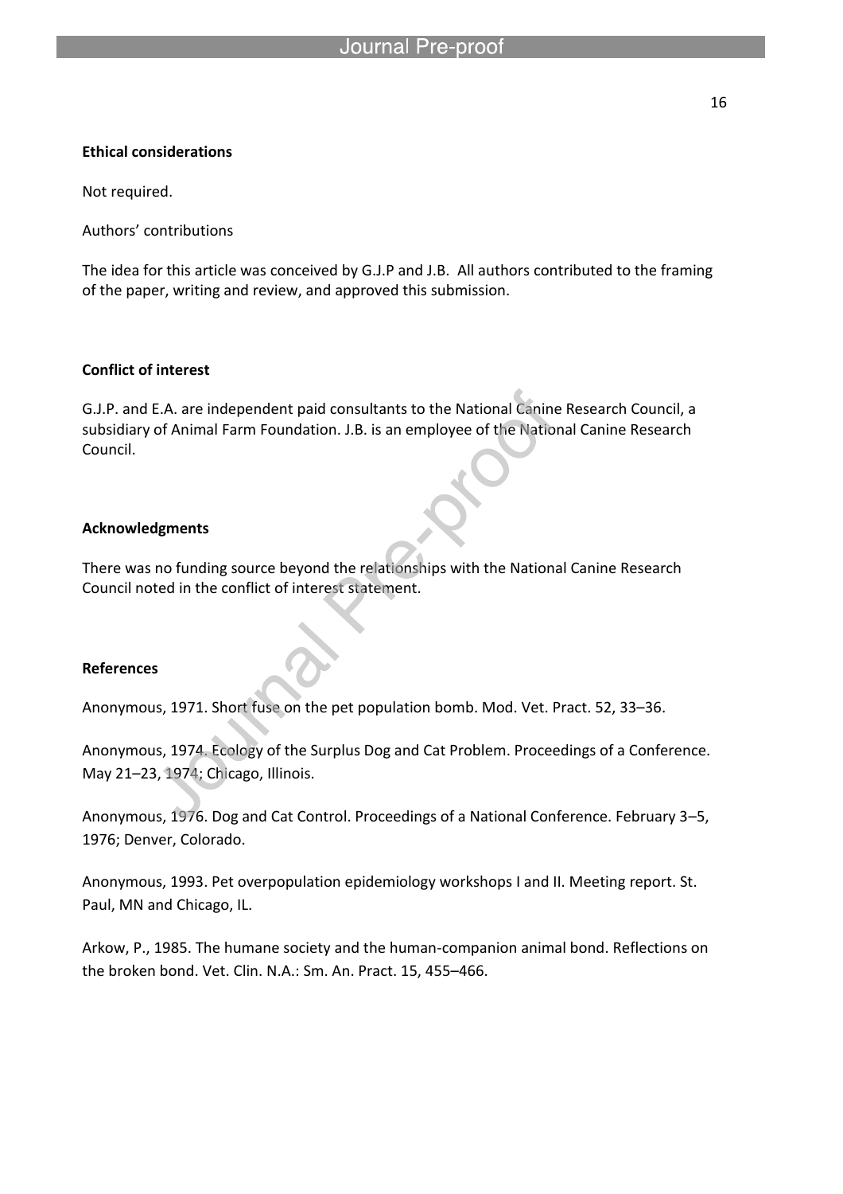**Ethical considerations**

Not required.

Authors' contributions

The idea for this article was conceived by G.J.P and J.B. All authors contributed to the framing of the paper, writing and review, and approved this submission.

**Conflict of interest**

G.J.P. and E.A. are independent paid consultants to the National Canine Research Council, a subsidiary of Animal Farm Foundation. J.B. is an employee of the National Canine Research Council.

**Acknowledgments**

There was no funding source beyond the relationships with the National Canine Research Council noted in the conflict of interest statement.

**References**

Anonymous, 1971. Short fuse on the pet population bomb. Mod. Vet. Pract. 52, 33–36.

Anonymous, 1974. Ecology of the Surplus Dog and Cat Problem. Proceedings of a Conference. May 21–23, 1974; Chicago, Illinois.

Anonymous, 1976. Dog and Cat Control. Proceedings of a National Conference. February 3–5, 1976; Denver, Colorado.

Anonymous, 1993. Pet overpopulation epidemiology workshops I and II. Meeting report. St. Paul, MN and Chicago, IL.

Arkow, P., 1985. The humane society and the human-companion animal bond. Reflections on the broken bond. Vet. Clin. N.A.: Sm. An. Pract. 15, 455–466.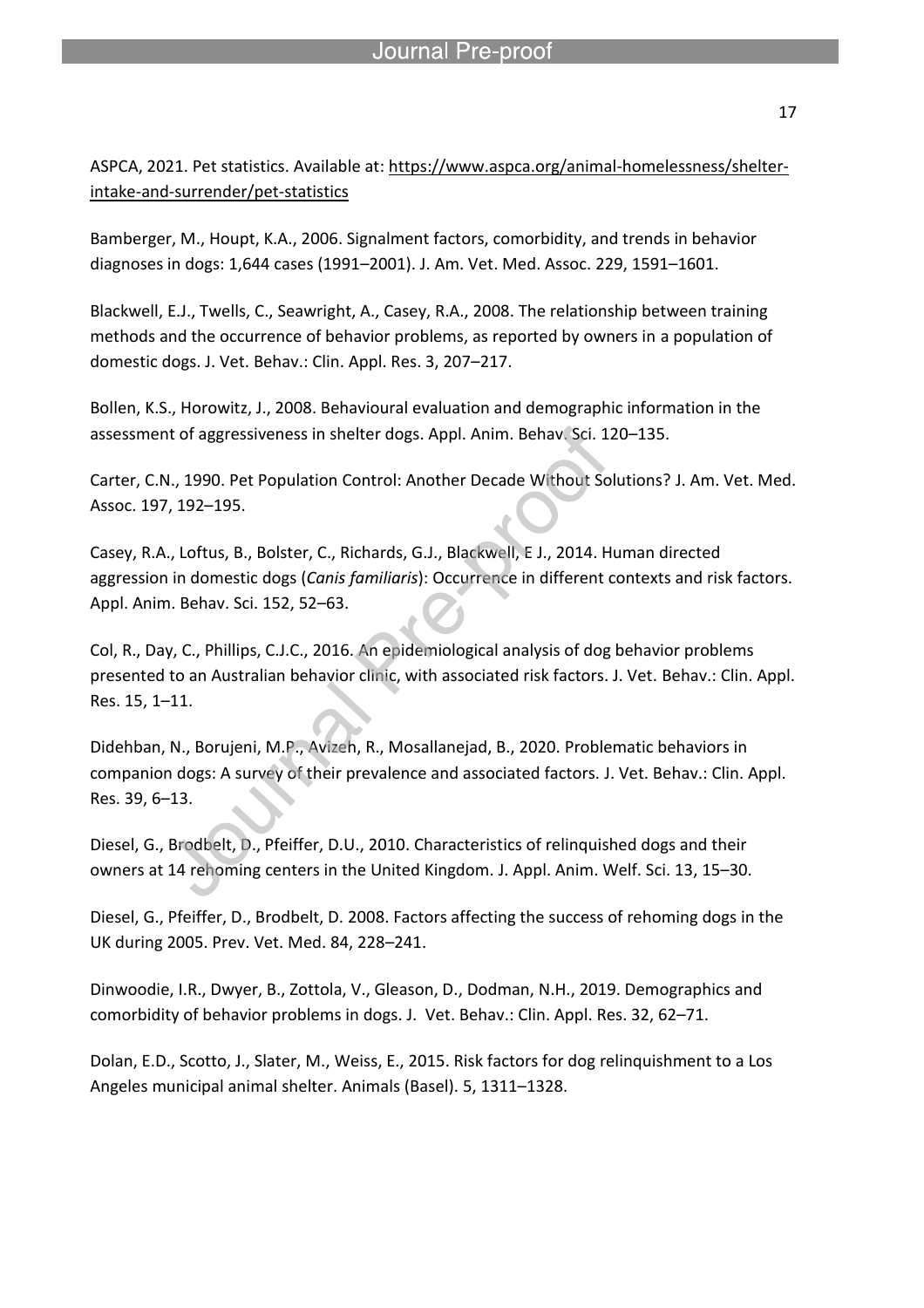ASPCA, 2021. Pet statistics. Available at: https://www.aspca.org/animal-homelessness/shelter-intake-and-surrender/pet-statistics

Bamberger, M., Houpt, K.A., 2006. Signalment factors, comorbidity, and trends in behavior diagnoses in dogs: 1,644 cases (1991–2001). J. Am. Vet. Med. Assoc. 229, 1591–1601.

Blackwell, E.J., Twells, C., Seawright, A., Casey, R.A., 2008. The relationship between training methods and the occurrence of behavior problems, as reported by owners in a population of domestic dogs. J. Vet. Behav.: Clin. Appl. Res. 3, 207–217.

Bollen, K.S., Horowitz, J., 2008. Behavioural evaluation and demographic information in the assessment of aggressiveness in shelter dogs. Appl. Anim. Behav. Sci. 120–135.

Carter, C.N., 1990. Pet Population Control: Another Decade Without Solutions? J. Am. Vet. Med. Assoc. 197, 192–195.

Casey, R.A., Loftus, B., Bolster, C., Richards, G.J., Blackwell, E J., 2014. Human directed aggression in domestic dogs (*Canis familiaris*): Occurrence in different contexts and risk factors. Appl. Anim. Behav. Sci. 152, 52–63.

Col, R., Day, C., Phillips, C.J.C., 2016. An epidemiological analysis of dog behavior problems presented to an Australian behavior clinic, with associated risk factors. J. Vet. Behav.: Clin. Appl. Res. 15, 1–11.

Didehban, N., Borujeni, M.P., Avizeh, R., Mosallanejad, B., 2020. Problematic behaviors in companion dogs: A survey of their prevalence and associated factors. J. Vet. Behav.: Clin. Appl. Res. 39, 6–13.

Diesel, G., Brodbelt, D., Pfeiffer, D.U., 2010. Characteristics of relinquished dogs and their owners at 14 rehoming centers in the United Kingdom. J. Appl. Anim. Welf. Sci. 13, 15–30.

Diesel, G., Pfeiffer, D., Brodbelt, D. 2008. Factors affecting the success of rehoming dogs in the UK during 2005. Prev. Vet. Med. 84, 228–241.

Dinwoodie, I.R., Dwyer, B., Zottola, V., Gleason, D., Dodman, N.H., 2019. Demographics and comorbidity of behavior problems in dogs. J. Vet. Behav.: Clin. Appl. Res. 32, 62–71.

Dolan, E.D., Scotto, J., Slater, M., Weiss, E., 2015. Risk factors for dog relinquishment to a Los Angeles municipal animal shelter. Animals (Basel). 5, 1311–1328.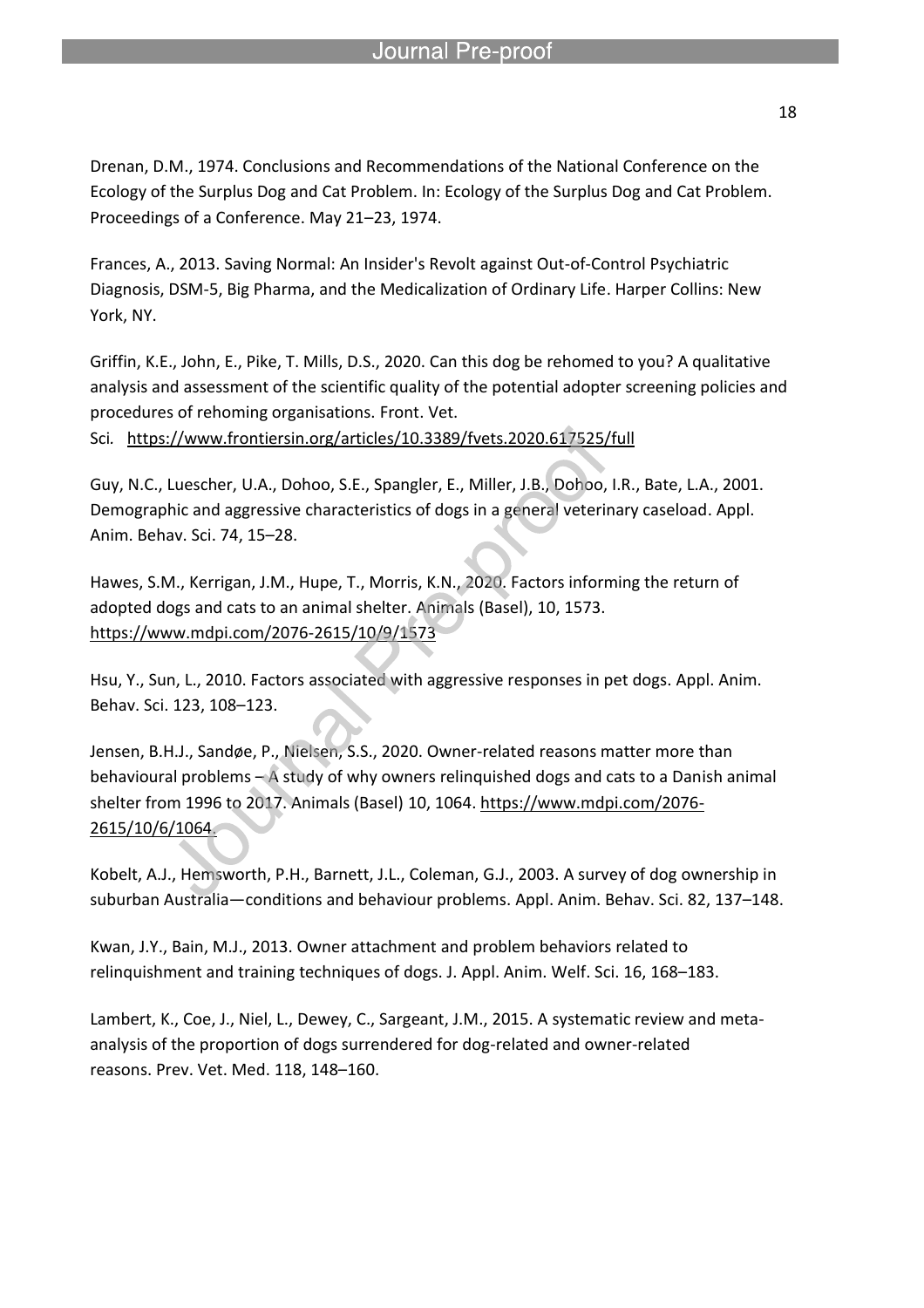Drenan, D.M., 1974. Conclusions and Recommendations of the National Conference on the Ecology of the Surplus Dog and Cat Problem. In: Ecology of the Surplus Dog and Cat Problem. Proceedings of a Conference. May 21–23, 1974.

Frances, A., 2013. Saving Normal: An Insider's Revolt against Out-of-Control Psychiatric Diagnosis, DSM-5, Big Pharma, and the Medicalization of Ordinary Life. Harper Collins: New York, NY.

Griffin, K.E., John, E., Pike, T. Mills, D.S., 2020. Can this dog be rehomed to you? A qualitative analysis and assessment of the scientific quality of the potential adopter screening policies and procedures of rehoming organisations. Front. Vet. Sci. https://www.frontiersin.org/articles/10.3389/fvets.2020.617525/full

Guy, N.C., Luescher, U.A., Dohoo, S.E., Spangler, E., Miller, J.B., Dohoo, I.R., Bate, L.A., 2001. Demographic and aggressive characteristics of dogs in a general veterinary caseload. Appl. Anim. Behav. Sci. 74, 15–28.

Hawes, S.M., Kerrigan, J.M., Hupe, T., Morris, K.N., 2020. Factors informing the return of adopted dogs and cats to an animal shelter. Animals (Basel), 10, 1573. https://www.mdpi.com/2076-2615/10/9/1573

Hsu, Y., Sun, L., 2010. Factors associated with aggressive responses in pet dogs. Appl. Anim. Behav. Sci. 123, 108–123.

Jensen, B.H.J., Sandøe, P., Nielsen, S.S., 2020. Owner-related reasons matter more than behavioural problems – A study of why owners relinquished dogs and cats to a Danish animal shelter from 1996 to 2017. Animals (Basel) 10, 1064. https://www.mdpi.com/2076-2615/10/6/1064.

Kobelt, A.J., Hemsworth, P.H., Barnett, J.L., Coleman, G.J., 2003. A survey of dog ownership in suburban Australia—conditions and behaviour problems. Appl. Anim. Behav. Sci. 82, 137–148.

Kwan, J.Y., Bain, M.J., 2013. Owner attachment and problem behaviors related to relinquishment and training techniques of dogs. J. Appl. Anim. Welf. Sci. 16, 168–183.

Lambert, K., Coe, J., Niel, L., Dewey, C., Sargeant, J.M., 2015. A systematic review and meta-analysis of the proportion of dogs surrendered for dog-related and owner-related reasons. Prev. Vet. Med. 118, 148–160.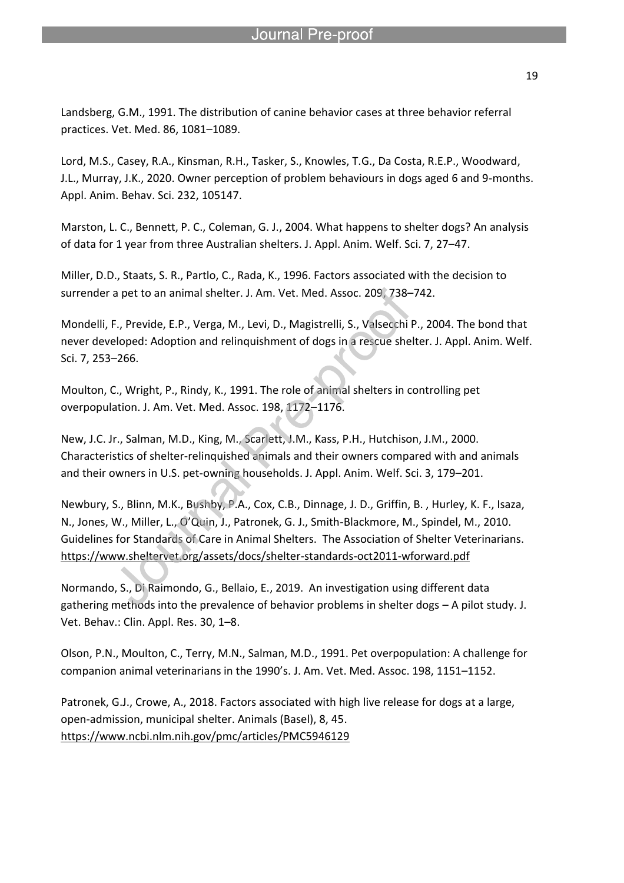Landsberg, G.M., 1991. The distribution of canine behavior cases at three behavior referral practices. Vet. Med. 86, 1081–1089.

Lord, M.S., Casey, R.A., Kinsman, R.H., Tasker, S., Knowles, T.G., Da Costa, R.E.P., Woodward, J.L., Murray, J.K., 2020. Owner perception of problem behaviours in dogs aged 6 and 9-months. Appl. Anim. Behav. Sci. 232, 105147.

Marston, L. C., Bennett, P. C., Coleman, G. J., 2004. What happens to shelter dogs? An analysis of data for 1 year from three Australian shelters. J. Appl. Anim. Welf. Sci. 7, 27–47.

Miller, D.D., Staats, S. R., Partlo, C., Rada, K., 1996. Factors associated with the decision to surrender a pet to an animal shelter. J. Am. Vet. Med. Assoc. 209, 738–742.

Mondelli, F., Previde, E.P., Verga, M., Levi, D., Magistrelli, S., Valsecchi P., 2004. The bond that never developed: Adoption and relinquishment of dogs in a rescue shelter. J. Appl. Anim. Welf. Sci. 7, 253–266.

Moulton, C., Wright, P., Rindy, K., 1991. The role of animal shelters in controlling pet overpopulation. J. Am. Vet. Med. Assoc. 198, 1172–1176.

New, J.C. Jr., Salman, M.D., King, M., Scarlett, J.M., Kass, P.H., Hutchison, J.M., 2000. Characteristics of shelter-relinquished animals and their owners compared with and animals and their owners in U.S. pet-owning households. J. Appl. Anim. Welf. Sci. 3, 179–201.

Newbury, S., Blinn, M.K., Bushby, P.A., Cox, C.B., Dinnage, J. D., Griffin, B. , Hurley, K. F., Isaza, N., Jones, W., Miller, L., O'Quin, J., Patronek, G. J., Smith-Blackmore, M., Spindel, M., 2010. Guidelines for Standards of Care in Animal Shelters. The Association of Shelter Veterinarians. https://www.sheltervet.org/assets/docs/shelter-standards-oct2011-wforward.pdf

Normando, S., Di Raimondo, G., Bellaio, E., 2019. An investigation using different data gathering methods into the prevalence of behavior problems in shelter dogs – A pilot study. J. Vet. Behav.: Clin. Appl. Res. 30, 1–8.

Olson, P.N., Moulton, C., Terry, M.N., Salman, M.D., 1991. Pet overpopulation: A challenge for companion animal veterinarians in the 1990's. J. Am. Vet. Med. Assoc. 198, 1151–1152.

Patronek, G.J., Crowe, A., 2018. Factors associated with high live release for dogs at a large, open-admission, municipal shelter. Animals (Basel), 8, 45. https://www.ncbi.nlm.nih.gov/pmc/articles/PMC5946129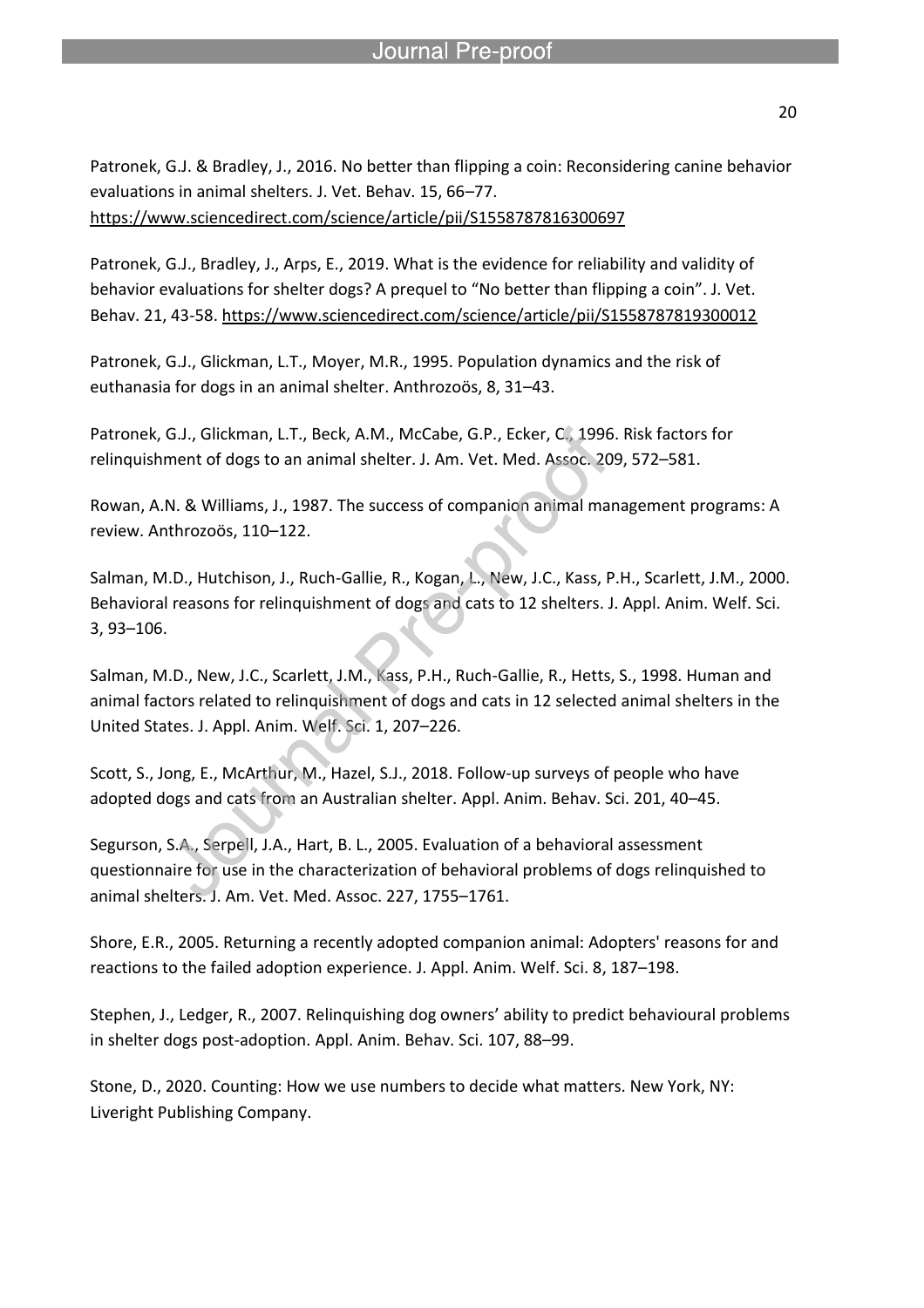Patronek, G.J. & Bradley, J., 2016. No better than flipping a coin: Reconsidering canine behavior evaluations in animal shelters. J. Vet. Behav. 15, 66–77. https://www.sciencedirect.com/science/article/pii/S1558787816300697

Patronek, G.J., Bradley, J., Arps, E., 2019. What is the evidence for reliability and validity of behavior evaluations for shelter dogs? A prequel to "No better than flipping a coin". J. Vet. Behav. 21, 43-58. https://www.sciencedirect.com/science/article/pii/S1558787819300012

Patronek, G.J., Glickman, L.T., Moyer, M.R., 1995. Population dynamics and the risk of euthanasia for dogs in an animal shelter. Anthrozoös, 8, 31–43.

Patronek, G.J., Glickman, L.T., Beck, A.M., McCabe, G.P., Ecker, C., 1996. Risk factors for relinquishment of dogs to an animal shelter. J. Am. Vet. Med. Assoc. 209, 572–581.

Rowan, A.N. & Williams, J., 1987. The success of companion animal management programs: A review. Anthrozoös, 110–122.

Salman, M.D., Hutchison, J., Ruch-Gallie, R., Kogan, L., New, J.C., Kass, P.H., Scarlett, J.M., 2000. Behavioral reasons for relinquishment of dogs and cats to 12 shelters. J. Appl. Anim. Welf. Sci. 3, 93–106.

Salman, M.D., New, J.C., Scarlett, J.M., Kass, P.H., Ruch-Gallie, R., Hetts, S., 1998. Human and animal factors related to relinquishment of dogs and cats in 12 selected animal shelters in the United States. J. Appl. Anim. Welf. Sci. 1, 207–226.

Scott, S., Jong, E., McArthur, M., Hazel, S.J., 2018. Follow-up surveys of people who have adopted dogs and cats from an Australian shelter. Appl. Anim. Behav. Sci. 201, 40–45.

Segurson, S.A., Serpell, J.A., Hart, B. L., 2005. Evaluation of a behavioral assessment questionnaire for use in the characterization of behavioral problems of dogs relinquished to animal shelters. J. Am. Vet. Med. Assoc. 227, 1755–1761.

Shore, E.R., 2005. Returning a recently adopted companion animal: Adopters' reasons for and reactions to the failed adoption experience. J. Appl. Anim. Welf. Sci. 8, 187–198.

Stephen, J., Ledger, R., 2007. Relinquishing dog owners' ability to predict behavioural problems in shelter dogs post-adoption. Appl. Anim. Behav. Sci. 107, 88–99.

Stone, D., 2020. Counting: How we use numbers to decide what matters. New York, NY: Liveright Publishing Company.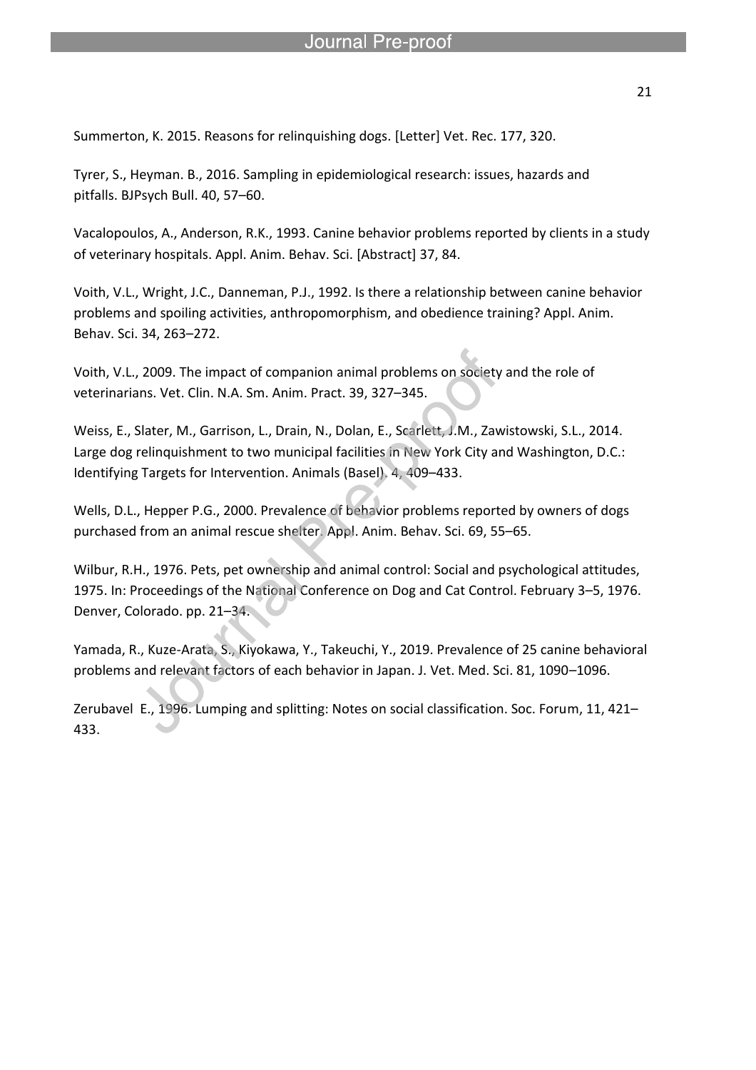Summerton, K. 2015. Reasons for relinquishing dogs. [Letter] Vet. Rec. 177, 320.

Tyrer, S., Heyman. B., 2016. Sampling in epidemiological research: issues, hazards and pitfalls. BJPsych Bull. 40, 57–60.

Vacalopoulos, A., Anderson, R.K., 1993. Canine behavior problems reported by clients in a study of veterinary hospitals. Appl. Anim. Behav. Sci. [Abstract] 37, 84.

Voith, V.L., Wright, J.C., Danneman, P.J., 1992. Is there a relationship between canine behavior problems and spoiling activities, anthropomorphism, and obedience training? Appl. Anim. Behav. Sci. 34, 263–272.

Voith, V.L., 2009. The impact of companion animal problems on society and the role of veterinarians. Vet. Clin. N.A. Sm. Anim. Pract. 39, 327–345.

Weiss, E., Slater, M., Garrison, L., Drain, N., Dolan, E., Scarlett, J.M., Zawistowski, S.L., 2014. Large dog relinquishment to two municipal facilities in New York City and Washington, D.C.: Identifying Targets for Intervention. Animals (Basel). 4, 409–433.

Wells, D.L., Hepper P.G., 2000. Prevalence of behavior problems reported by owners of dogs purchased from an animal rescue shelter. Appl. Anim. Behav. Sci. 69, 55–65.

Wilbur, R.H., 1976. Pets, pet ownership and animal control: Social and psychological attitudes, 1975. In: Proceedings of the National Conference on Dog and Cat Control. February 3–5, 1976. Denver, Colorado. pp. 21–34.

Yamada, R., Kuze-Arata, S., Kiyokawa, Y., Takeuchi, Y., 2019. Prevalence of 25 canine behavioral problems and relevant factors of each behavior in Japan. J. Vet. Med. Sci. 81, 1090–1096.

Zerubavel E., 1996. Lumping and splitting: Notes on social classification. Soc. Forum, 11, 421–433.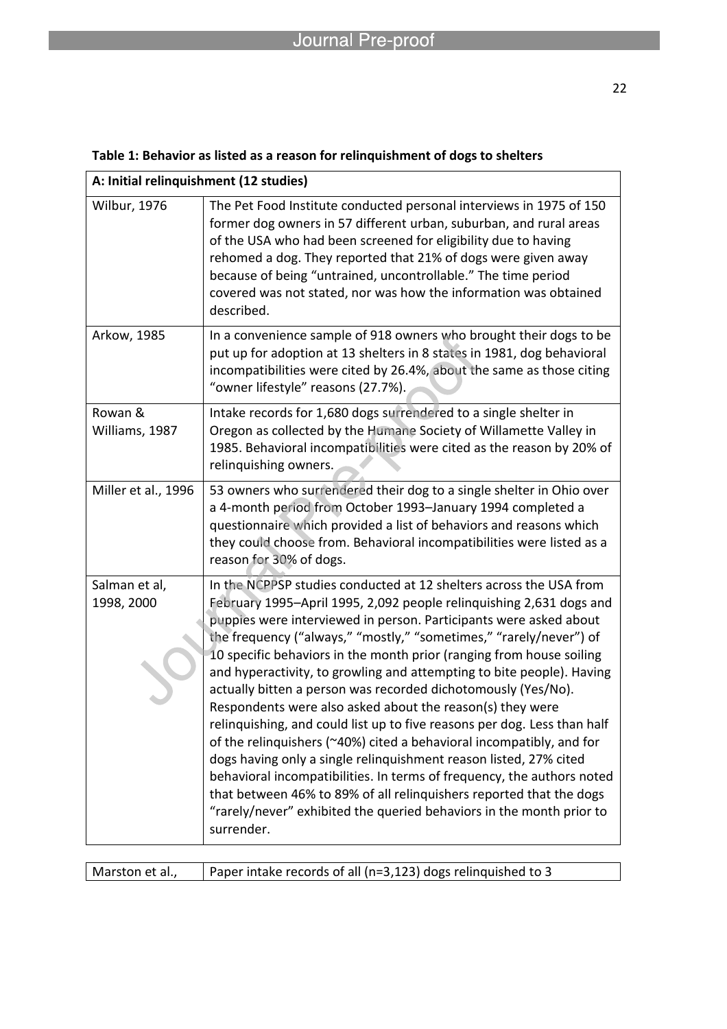**Table 1: Behavior as listed as a reason for relinquishment of dogs to shelters**

| A: Initial relinquishment (12 studies) | |
|---|---|
| Wilbur, 1976 | The Pet Food Institute conducted personal interviews in 1975 of 150 former dog owners in 57 different urban, suburban, and rural areas of the USA who had been screened for eligibility due to having rehomed a dog. They reported that 21% of dogs were given away because of being "untrained, uncontrollable." The time period covered was not stated, nor was how the information was obtained described. |
| Arkow, 1985 | In a convenience sample of 918 owners who brought their dogs to be put up for adoption at 13 shelters in 8 states in 1981, dog behavioral incompatibilities were cited by 26.4%, about the same as those citing "owner lifestyle" reasons (27.7%). |
| Rowan & Williams, 1987 | Intake records for 1,680 dogs surrendered to a single shelter in Oregon as collected by the Humane Society of Willamette Valley in 1985. Behavioral incompatibilities were cited as the reason by 20% of relinquishing owners. |
| Miller et al., 1996 | 53 owners who surrendered their dog to a single shelter in Ohio over a 4-month period from October 1993–January 1994 completed a questionnaire which provided a list of behaviors and reasons which they could choose from. Behavioral incompatibilities were listed as a reason for 30% of dogs. |
| Salman et al, 1998, 2000 | In the NCPPSP studies conducted at 12 shelters across the USA from February 1995–April 1995, 2,092 people relinquishing 2,631 dogs and puppies were interviewed in person. Participants were asked about the frequency ("always," "mostly," "sometimes," "rarely/never") of 10 specific behaviors in the month prior (ranging from house soiling and hyperactivity, to growling and attempting to bite people). Having actually bitten a person was recorded dichotomously (Yes/No). Respondents were also asked about the reason(s) they were relinquishing, and could list up to five reasons per dog. Less than half of the relinquishers (~40%) cited a behavioral incompatibly, and for dogs having only a single relinquishment reason listed, 27% cited behavioral incompatibilities. In terms of frequency, the authors noted that between 46% to 89% of all relinquishers reported that the dogs "rarely/never" exhibited the queried behaviors in the month prior to surrender. |
| Marston et al., | Paper intake records of all (n=3,123) dogs relinquished to 3 |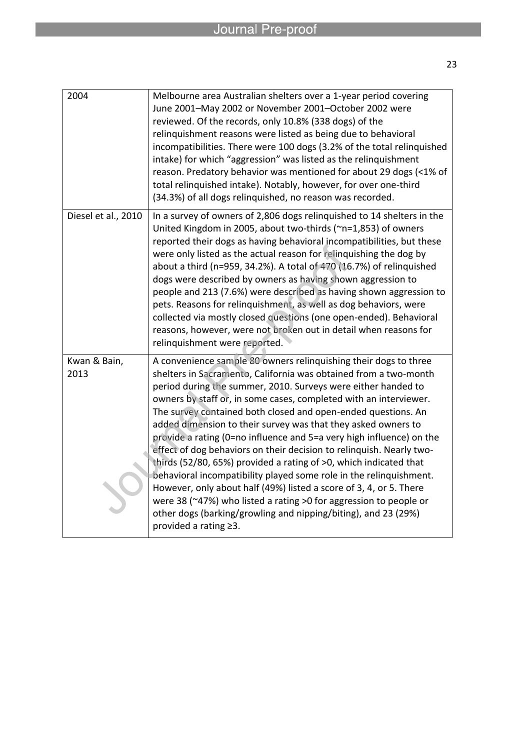| | |
|---|---|
| 2004 | Melbourne area Australian shelters over a 1-year period covering June 2001–May 2002 or November 2001–October 2002 were reviewed. Of the records, only 10.8% (338 dogs) of the relinquishment reasons were listed as being due to behavioral incompatibilities. There were 100 dogs (3.2% of the total relinquished intake) for which "aggression" was listed as the relinquishment reason. Predatory behavior was mentioned for about 29 dogs (<1% of total relinquished intake). Notably, however, for over one-third (34.3%) of all dogs relinquished, no reason was recorded. |
| Diesel et al., 2010 | In a survey of owners of 2,806 dogs relinquished to 14 shelters in the United Kingdom in 2005, about two-thirds (~n=1,853) of owners reported their dogs as having behavioral incompatibilities, but these were only listed as the actual reason for relinquishing the dog by about a third (n=959, 34.2%). A total of 470 (16.7%) of relinquished dogs were described by owners as having shown aggression to people and 213 (7.6%) were described as having shown aggression to pets. Reasons for relinquishment, as well as dog behaviors, were collected via mostly closed questions (one open-ended). Behavioral reasons, however, were not broken out in detail when reasons for relinquishment were reported. |
| Kwan & Bain, 2013 | A convenience sample 80 owners relinquishing their dogs to three shelters in Sacramento, California was obtained from a two-month period during the summer, 2010. Surveys were either handed to owners by staff or, in some cases, completed with an interviewer. The survey contained both closed and open-ended questions. An added dimension to their survey was that they asked owners to provide a rating (0=no influence and 5=a very high influence) on the effect of dog behaviors on their decision to relinquish. Nearly two-thirds (52/80, 65%) provided a rating of >0, which indicated that behavioral incompatibility played some role in the relinquishment. However, only about half (49%) listed a score of 3, 4, or 5. There were 38 (~47%) who listed a rating >0 for aggression to people or other dogs (barking/growling and nipping/biting), and 23 (29%) provided a rating ≥3. |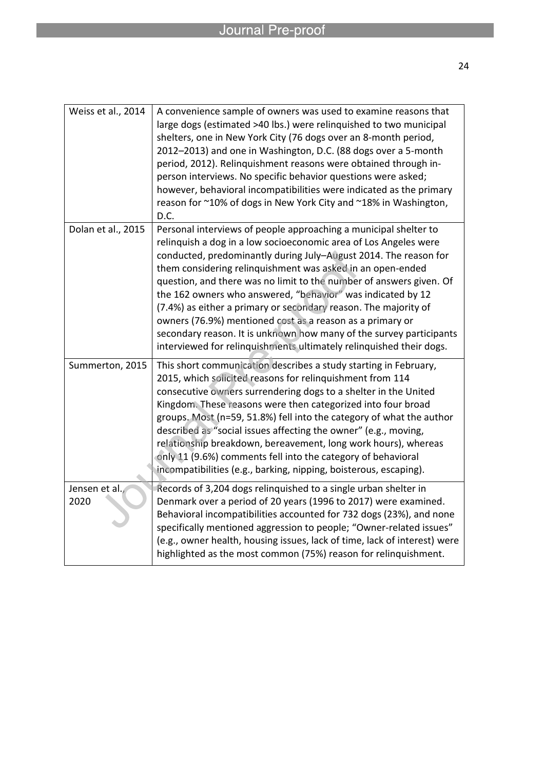| | |
|---|---|
| Weiss et al., 2014 | A convenience sample of owners was used to examine reasons that large dogs (estimated >40 lbs.) were relinquished to two municipal shelters, one in New York City (76 dogs over an 8-month period, 2012–2013) and one in Washington, D.C. (88 dogs over a 5-month period, 2012). Relinquishment reasons were obtained through in-person interviews. No specific behavior questions were asked; however, behavioral incompatibilities were indicated as the primary reason for ~10% of dogs in New York City and ~18% in Washington, D.C. |
| Dolan et al., 2015 | Personal interviews of people approaching a municipal shelter to relinquish a dog in a low socioeconomic area of Los Angeles were conducted, predominantly during July–August 2014. The reason for them considering relinquishment was asked in an open-ended question, and there was no limit to the number of answers given. Of the 162 owners who answered, "behavior" was indicated by 12 (7.4%) as either a primary or secondary reason. The majority of owners (76.9%) mentioned cost as a reason as a primary or secondary reason. It is unknown how many of the survey participants interviewed for relinquishments ultimately relinquished their dogs. |
| Summerton, 2015 | This short communication describes a study starting in February, 2015, which solicited reasons for relinquishment from 114 consecutive owners surrendering dogs to a shelter in the United Kingdom. These reasons were then categorized into four broad groups. Most (n=59, 51.8%) fell into the category of what the author described as "social issues affecting the owner" (e.g., moving, relationship breakdown, bereavement, long work hours), whereas only 11 (9.6%) comments fell into the category of behavioral incompatibilities (e.g., barking, nipping, boisterous, escaping). |
| Jensen et al., 2020 | Records of 3,204 dogs relinquished to a single urban shelter in Denmark over a period of 20 years (1996 to 2017) were examined. Behavioral incompatibilities accounted for 732 dogs (23%), and none specifically mentioned aggression to people; "Owner-related issues" (e.g., owner health, housing issues, lack of time, lack of interest) were highlighted as the most common (75%) reason for relinquishment. |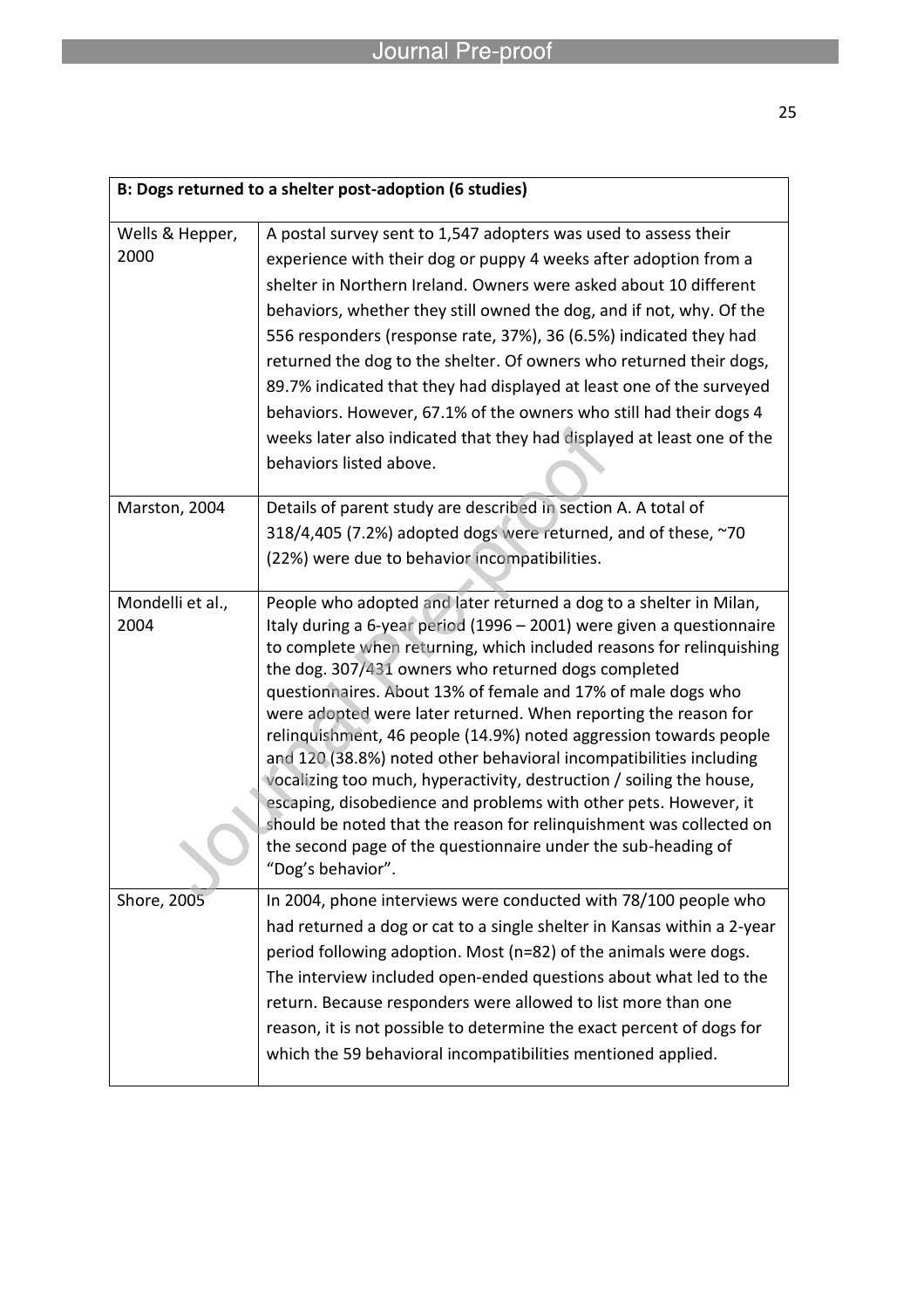| B: Dogs returned to a shelter post-adoption (6 studies) | |
|---|---|
| Wells & Hepper, 2000 | A postal survey sent to 1,547 adopters was used to assess their experience with their dog or puppy 4 weeks after adoption from a shelter in Northern Ireland. Owners were asked about 10 different behaviors, whether they still owned the dog, and if not, why. Of the 556 responders (response rate, 37%), 36 (6.5%) indicated they had returned the dog to the shelter. Of owners who returned their dogs, 89.7% indicated that they had displayed at least one of the surveyed behaviors. However, 67.1% of the owners who still had their dogs 4 weeks later also indicated that they had displayed at least one of the behaviors listed above. |
| Marston, 2004 | Details of parent study are described in section A. A total of 318/4,405 (7.2%) adopted dogs were returned, and of these, ~70 (22%) were due to behavior incompatibilities. |
| Mondelli et al., 2004 | People who adopted and later returned a dog to a shelter in Milan, Italy during a 6-year period (1996 – 2001) were given a questionnaire to complete when returning, which included reasons for relinquishing the dog. 307/431 owners who returned dogs completed questionnaires. About 13% of female and 17% of male dogs who were adopted were later returned. When reporting the reason for relinquishment, 46 people (14.9%) noted aggression towards people and 120 (38.8%) noted other behavioral incompatibilities including vocalizing too much, hyperactivity, destruction / soiling the house, escaping, disobedience and problems with other pets. However, it should be noted that the reason for relinquishment was collected on the second page of the questionnaire under the sub-heading of "Dog's behavior". |
| Shore, 2005 | In 2004, phone interviews were conducted with 78/100 people who had returned a dog or cat to a single shelter in Kansas within a 2-year period following adoption. Most (n=82) of the animals were dogs. The interview included open-ended questions about what led to the return. Because responders were allowed to list more than one reason, it is not possible to determine the exact percent of dogs for which the 59 behavioral incompatibilities mentioned applied. |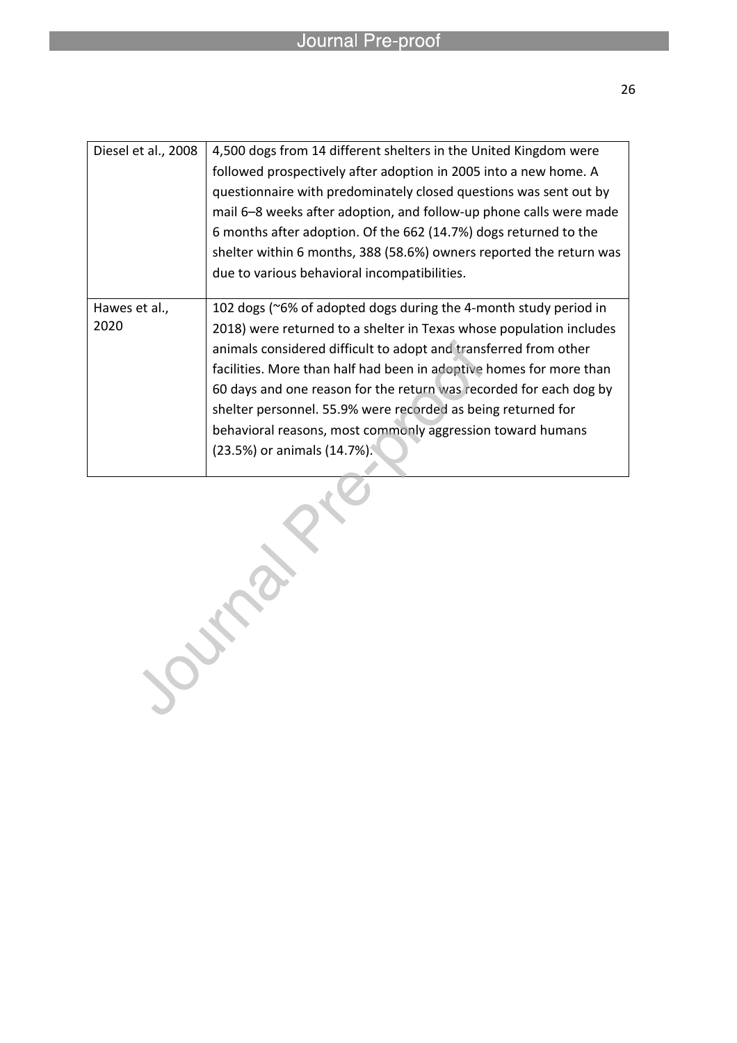| | |
|---|---|
| Diesel et al., 2008 | 4,500 dogs from 14 different shelters in the United Kingdom were followed prospectively after adoption in 2005 into a new home. A questionnaire with predominately closed questions was sent out by mail 6–8 weeks after adoption, and follow-up phone calls were made 6 months after adoption. Of the 662 (14.7%) dogs returned to the shelter within 6 months, 388 (58.6%) owners reported the return was due to various behavioral incompatibilities. |
| Hawes et al., 2020 | 102 dogs (~6% of adopted dogs during the 4-month study period in 2018) were returned to a shelter in Texas whose population includes animals considered difficult to adopt and transferred from other facilities. More than half had been in adoptive homes for more than 60 days and one reason for the return was recorded for each dog by shelter personnel. 55.9% were recorded as being returned for behavioral reasons, most commonly aggression toward humans (23.5%) or animals (14.7%). |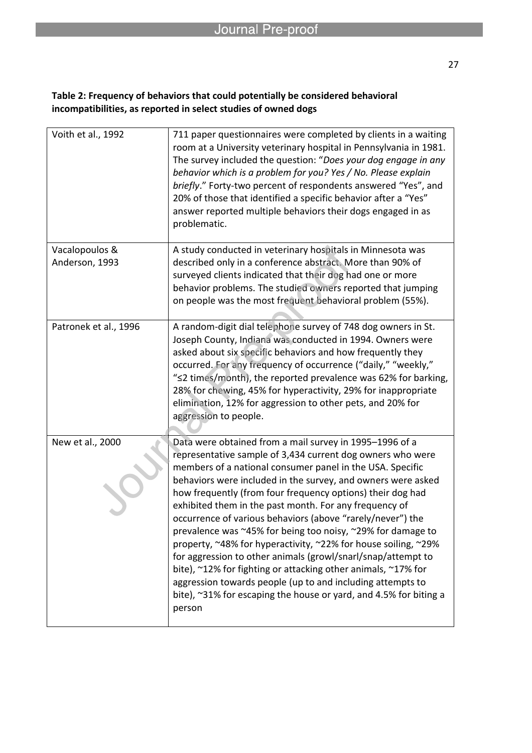**Table 2: Frequency of behaviors that could potentially be considered behavioral incompatibilities, as reported in select studies of owned dogs**

| | |
|---|---|
| Voith et al., 1992 | 711 paper questionnaires were completed by clients in a waiting room at a University veterinary hospital in Pennsylvania in 1981. The survey included the question: "*Does your dog engage in any behavior which is a problem for you? Yes / No. Please explain briefly*." Forty-two percent of respondents answered "Yes", and 20% of those that identified a specific behavior after a "Yes" answer reported multiple behaviors their dogs engaged in as problematic. |
| Vacalopoulos & Anderson, 1993 | A study conducted in veterinary hospitals in Minnesota was described only in a conference abstract. More than 90% of surveyed clients indicated that their dog had one or more behavior problems. The studied owners reported that jumping on people was the most frequent behavioral problem (55%). |
| Patronek et al., 1996 | A random-digit dial telephone survey of 748 dog owners in St. Joseph County, Indiana was conducted in 1994. Owners were asked about six specific behaviors and how frequently they occurred. For any frequency of occurrence ("daily," "weekly," "≤2 times/month), the reported prevalence was 62% for barking, 28% for chewing, 45% for hyperactivity, 29% for inappropriate elimination, 12% for aggression to other pets, and 20% for aggression to people. |
| New et al., 2000 | Data were obtained from a mail survey in 1995–1996 of a representative sample of 3,434 current dog owners who were members of a national consumer panel in the USA. Specific behaviors were included in the survey, and owners were asked how frequently (from four frequency options) their dog had exhibited them in the past month. For any frequency of occurrence of various behaviors (above "rarely/never") the prevalence was ~45% for being too noisy, ~29% for damage to property, ~48% for hyperactivity, ~22% for house soiling, ~29% for aggression to other animals (growl/snarl/snap/attempt to bite), ~12% for fighting or attacking other animals, ~17% for aggression towards people (up to and including attempts to bite), ~31% for escaping the house or yard, and 4.5% for biting a person |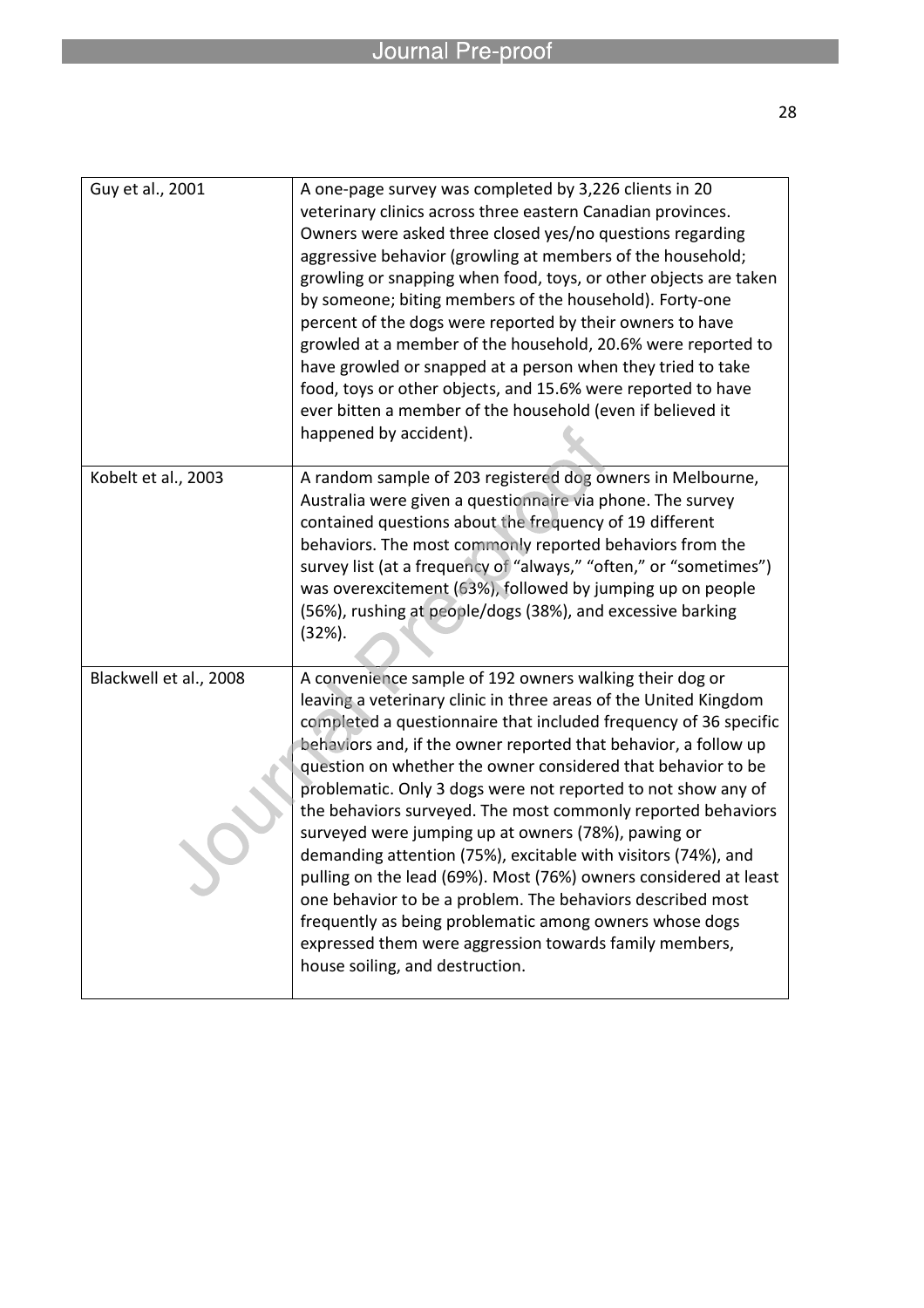| | |
|---|---|
| Guy et al., 2001 | A one-page survey was completed by 3,226 clients in 20 veterinary clinics across three eastern Canadian provinces. Owners were asked three closed yes/no questions regarding aggressive behavior (growling at members of the household; growling or snapping when food, toys, or other objects are taken by someone; biting members of the household). Forty-one percent of the dogs were reported by their owners to have growled at a member of the household, 20.6% were reported to have growled or snapped at a person when they tried to take food, toys or other objects, and 15.6% were reported to have ever bitten a member of the household (even if believed it happened by accident). |
| Kobelt et al., 2003 | A random sample of 203 registered dog owners in Melbourne, Australia were given a questionnaire via phone. The survey contained questions about the frequency of 19 different behaviors. The most commonly reported behaviors from the survey list (at a frequency of “always,” “often,” or “sometimes”) was overexcitement (63%), followed by jumping up on people (56%), rushing at people/dogs (38%), and excessive barking (32%). |
| Blackwell et al., 2008 | A convenience sample of 192 owners walking their dog or leaving a veterinary clinic in three areas of the United Kingdom completed a questionnaire that included frequency of 36 specific behaviors and, if the owner reported that behavior, a follow up question on whether the owner considered that behavior to be problematic. Only 3 dogs were not reported to not show any of the behaviors surveyed. The most commonly reported behaviors surveyed were jumping up at owners (78%), pawing or demanding attention (75%), excitable with visitors (74%), and pulling on the lead (69%). Most (76%) owners considered at least one behavior to be a problem. The behaviors described most frequently as being problematic among owners whose dogs expressed them were aggression towards family members, house soiling, and destruction. |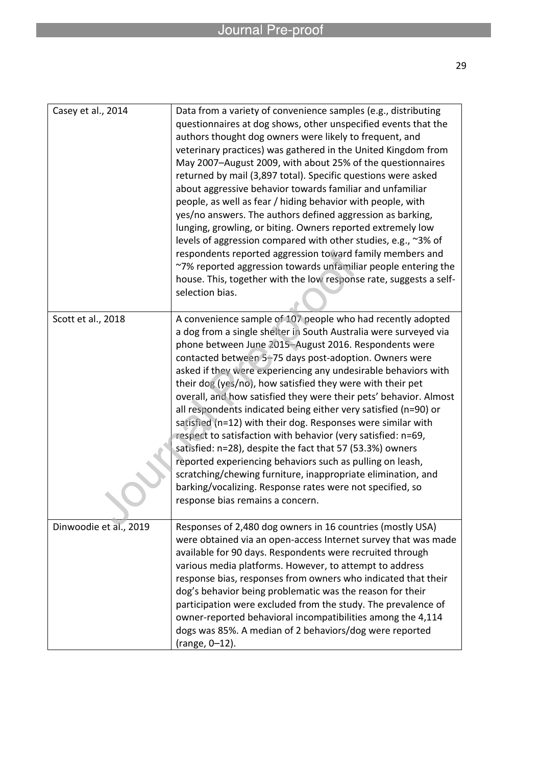| | |
|---|---|
| Casey et al., 2014 | Data from a variety of convenience samples (e.g., distributing questionnaires at dog shows, other unspecified events that the authors thought dog owners were likely to frequent, and veterinary practices) was gathered in the United Kingdom from May 2007–August 2009, with about 25% of the questionnaires returned by mail (3,897 total). Specific questions were asked about aggressive behavior towards familiar and unfamiliar people, as well as fear / hiding behavior with people, with yes/no answers. The authors defined aggression as barking, lunging, growling, or biting. Owners reported extremely low levels of aggression compared with other studies, e.g., ~3% of respondents reported aggression toward family members and ~7% reported aggression towards unfamiliar people entering the house. This, together with the low response rate, suggests a self-selection bias. |
| Scott et al., 2018 | A convenience sample of 107 people who had recently adopted a dog from a single shelter in South Australia were surveyed via phone between June 2015–August 2016. Respondents were contacted between 5–75 days post-adoption. Owners were asked if they were experiencing any undesirable behaviors with their dog (yes/no), how satisfied they were with their pet overall, and how satisfied they were their pets' behavior. Almost all respondents indicated being either very satisfied (n=90) or satisfied (n=12) with their dog. Responses were similar with respect to satisfaction with behavior (very satisfied: n=69, satisfied: n=28), despite the fact that 57 (53.3%) owners reported experiencing behaviors such as pulling on leash, scratching/chewing furniture, inappropriate elimination, and barking/vocalizing. Response rates were not specified, so response bias remains a concern. |
| Dinwoodie et al., 2019 | Responses of 2,480 dog owners in 16 countries (mostly USA) were obtained via an open-access Internet survey that was made available for 90 days. Respondents were recruited through various media platforms. However, to attempt to address response bias, responses from owners who indicated that their dog's behavior being problematic was the reason for their participation were excluded from the study. The prevalence of owner-reported behavioral incompatibilities among the 4,114 dogs was 85%. A median of 2 behaviors/dog were reported (range, 0–12). |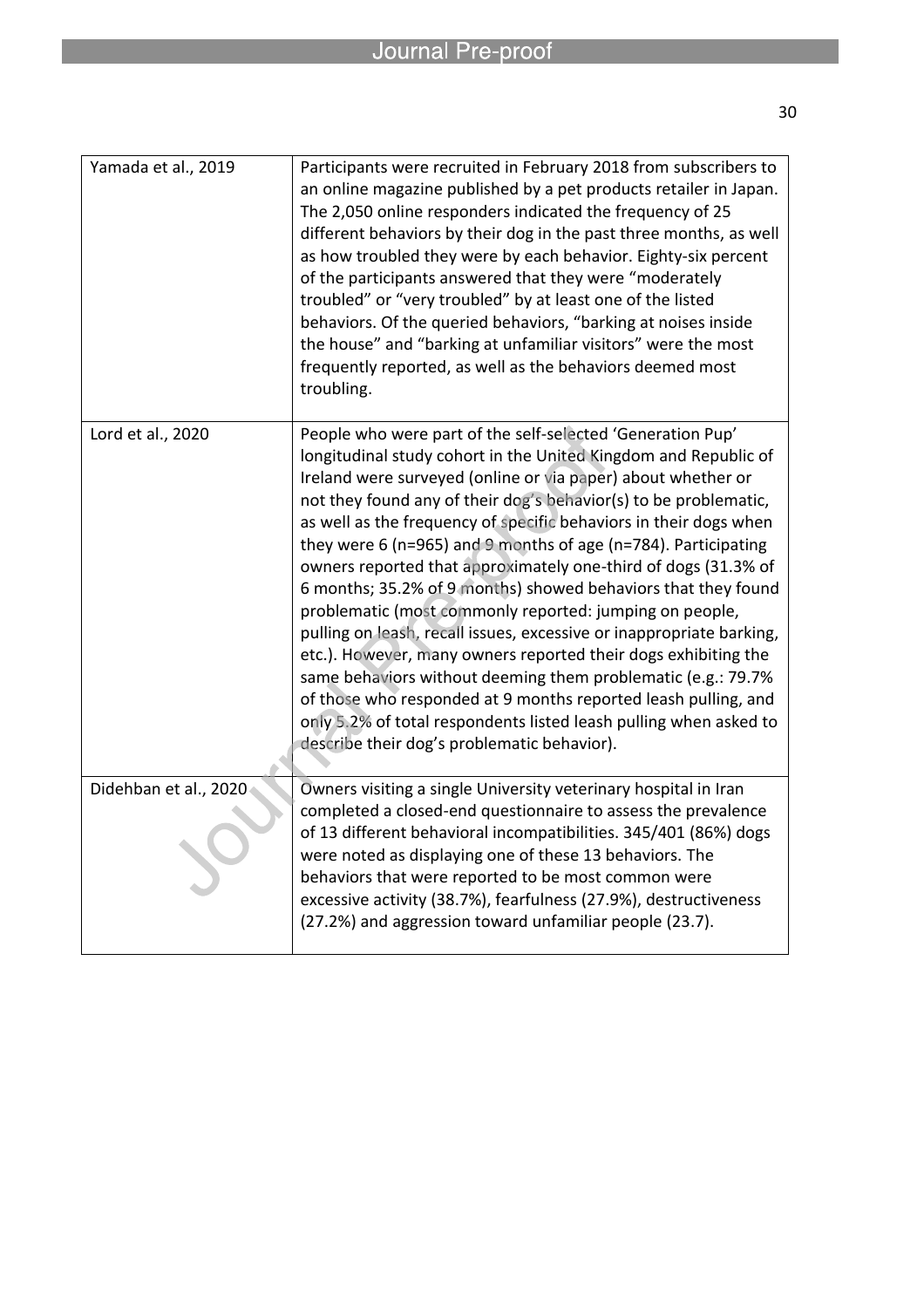| | |
|---|---|
| Yamada et al., 2019 | Participants were recruited in February 2018 from subscribers to an online magazine published by a pet products retailer in Japan. The 2,050 online responders indicated the frequency of 25 different behaviors by their dog in the past three months, as well as how troubled they were by each behavior. Eighty-six percent of the participants answered that they were "moderately troubled" or "very troubled" by at least one of the listed behaviors. Of the queried behaviors, "barking at noises inside the house" and "barking at unfamiliar visitors" were the most frequently reported, as well as the behaviors deemed most troubling. |
| Lord et al., 2020 | People who were part of the self-selected 'Generation Pup' longitudinal study cohort in the United Kingdom and Republic of Ireland were surveyed (online or via paper) about whether or not they found any of their dog's behavior(s) to be problematic, as well as the frequency of specific behaviors in their dogs when they were 6 (n=965) and 9 months of age (n=784). Participating owners reported that approximately one-third of dogs (31.3% of 6 months; 35.2% of 9 months) showed behaviors that they found problematic (most commonly reported: jumping on people, pulling on leash, recall issues, excessive or inappropriate barking, etc.). However, many owners reported their dogs exhibiting the same behaviors without deeming them problematic (e.g.: 79.7% of those who responded at 9 months reported leash pulling, and only 5.2% of total respondents listed leash pulling when asked to describe their dog's problematic behavior). |
| Didehban et al., 2020 | Owners visiting a single University veterinary hospital in Iran completed a closed-end questionnaire to assess the prevalence of 13 different behavioral incompatibilities. 345/401 (86%) dogs were noted as displaying one of these 13 behaviors. The behaviors that were reported to be most common were excessive activity (38.7%), fearfulness (27.9%), destructiveness (27.2%) and aggression toward unfamiliar people (23.7). |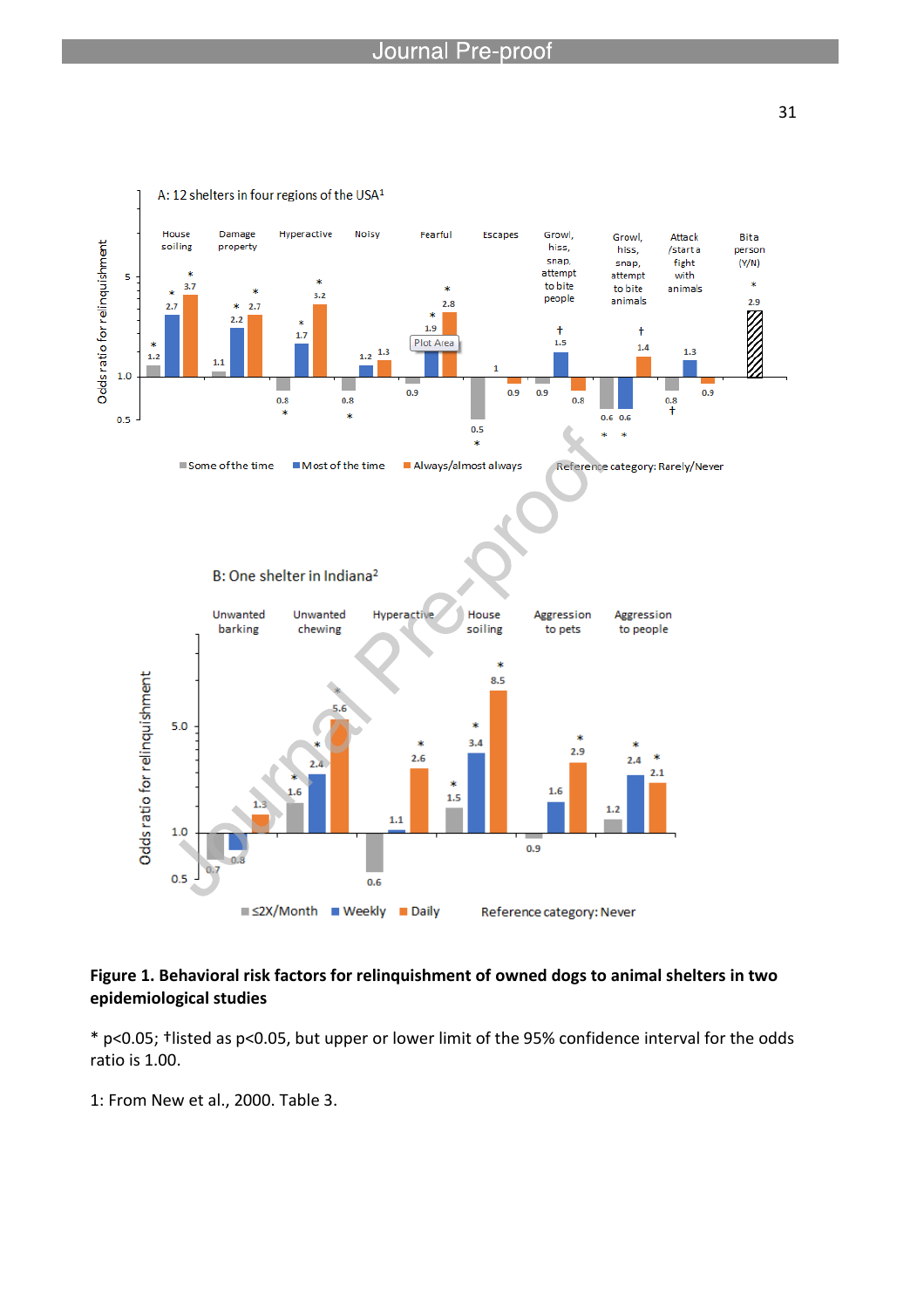**Figure 1. Behavioral risk factors for relinquishment of owned dogs to animal shelters in two epidemiological studies**

* $p<0.05$; †listed as $p<0.05$, but upper or lower limit of the 95% confidence interval for the odds ratio is 1.00.

1: From New et al., 2000. Table 3.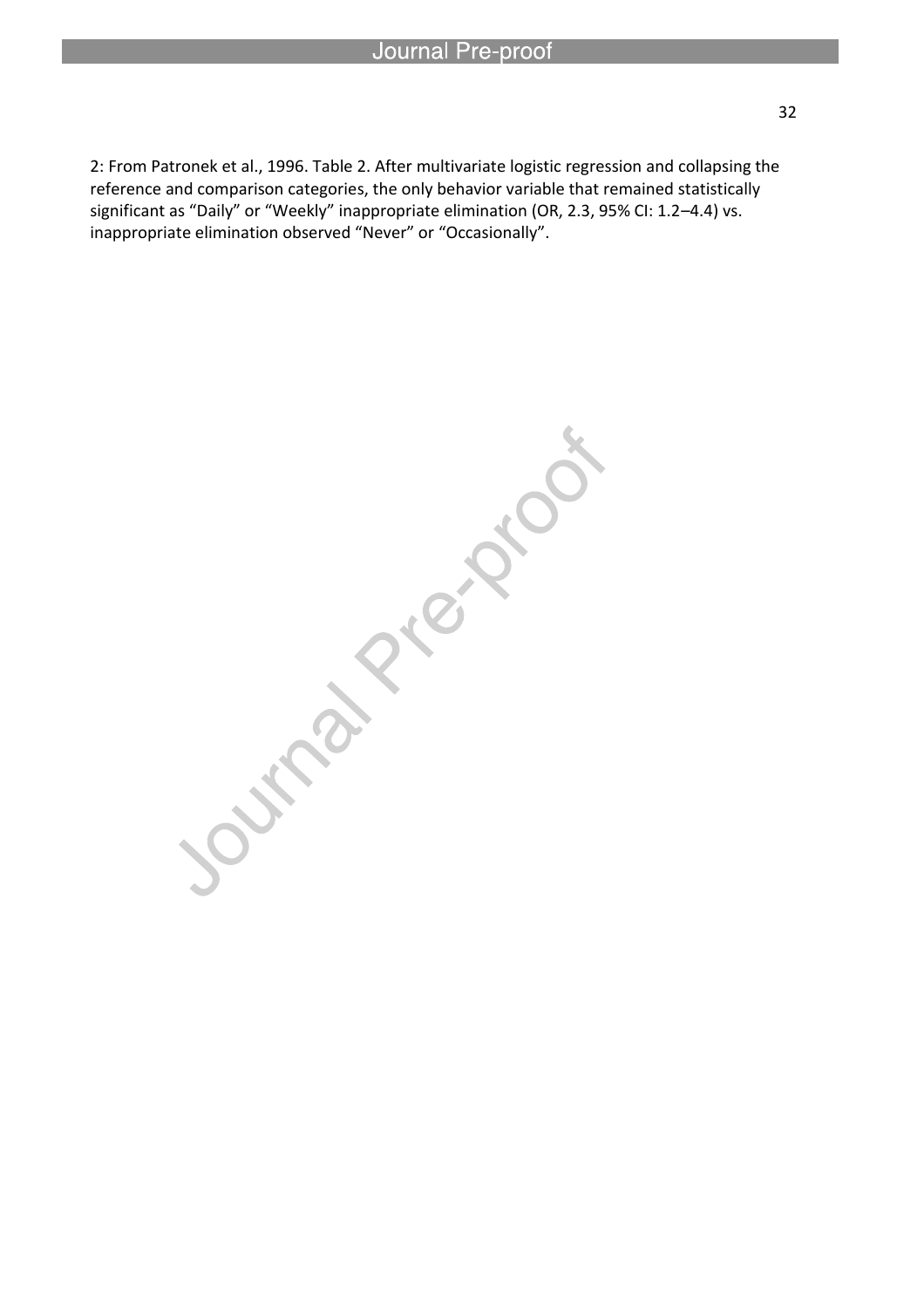2: From Patronek et al., 1996. Table 2. After multivariate logistic regression and collapsing the reference and comparison categories, the only behavior variable that remained statistically significant as "Daily" or "Weekly" inappropriate elimination (OR, 2.3, 95% CI: 1.2–4.4) vs. inappropriate elimination observed "Never" or "Occasionally".